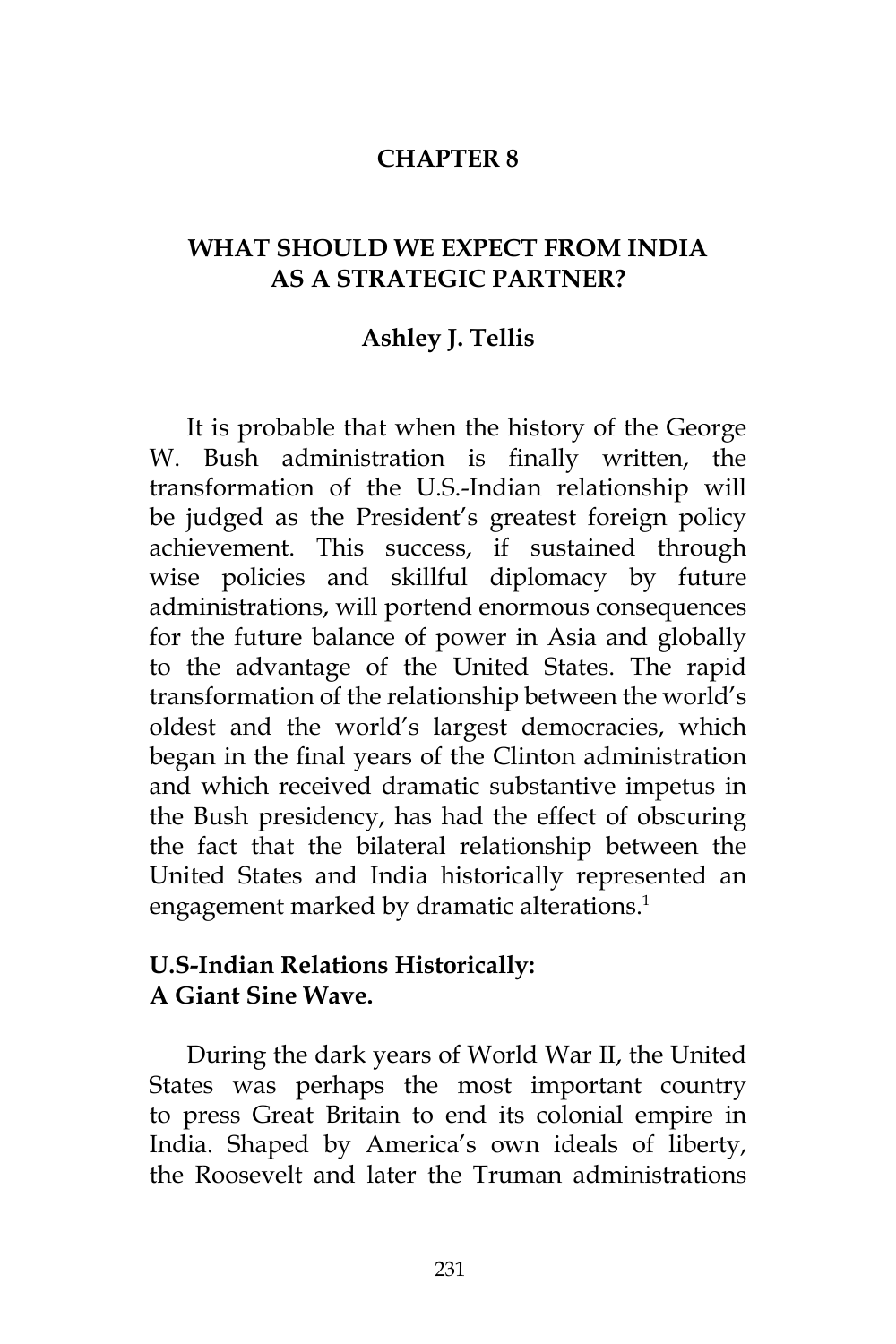# CHAPTER 8

## WHAT SHOULD WE EXPECT FROM INDIA AS A STRATEGIC PARTNER?

**Ashley J. Tellis**

It is probable that when the history of the George W. Bush administration is finally written, the transformation of the U.S.-Indian relationship will be judged as the President's greatest foreign policy achievement. This success, if sustained through wise policies and skillful diplomacy by future administrations, will portend enormous consequences for the future balance of power in Asia and globally to the advantage of the United States. The rapid transformation of the relationship between the world's oldest and the world's largest democracies, which began in the final years of the Clinton administration and which received dramatic substantive impetus in the Bush presidency, has had the effect of obscuring the fact that the bilateral relationship between the United States and India historically represented an engagement marked by dramatic alterations.[1]

### U.S-Indian Relations Historically: A Giant Sine Wave.

During the dark years of World War II, the United States was perhaps the most important country to press Great Britain to end its colonial empire in India. Shaped by America's own ideals of liberty, the Roosevelt and later the Truman administrations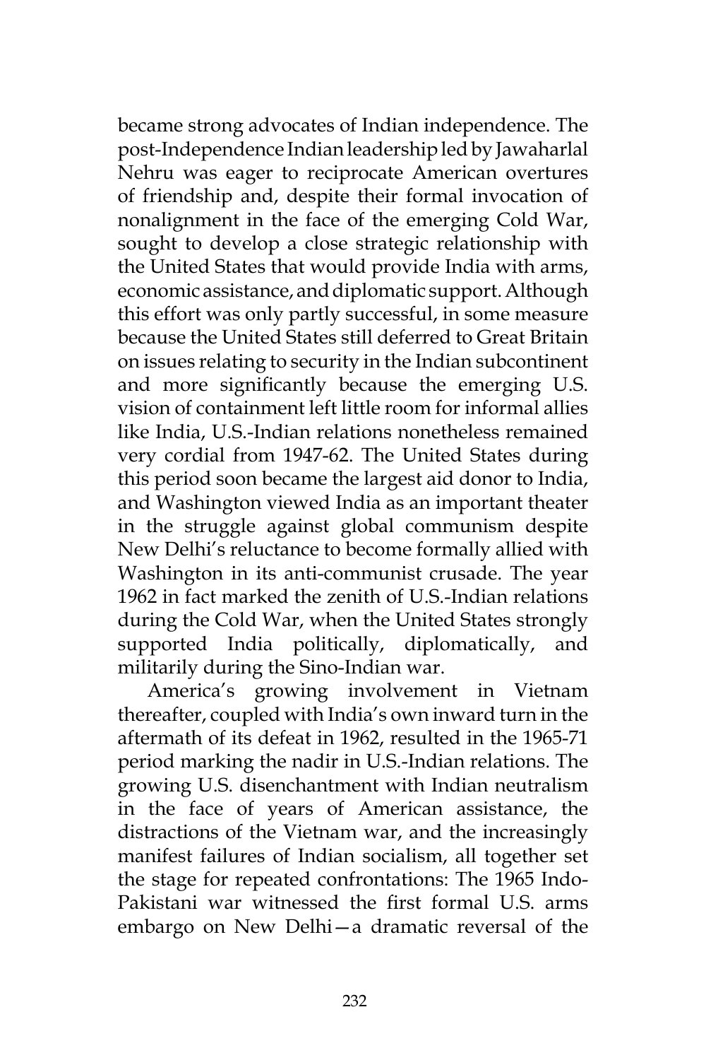became strong advocates of Indian independence. The post-Independence Indian leadership led by Jawaharlal Nehru was eager to reciprocate American overtures of friendship and, despite their formal invocation of nonalignment in the face of the emerging Cold War, sought to develop a close strategic relationship with the United States that would provide India with arms, economic assistance, and diplomatic support. Although this effort was only partly successful, in some measure because the United States still deferred to Great Britain on issues relating to security in the Indian subcontinent and more significantly because the emerging U.S. vision of containment left little room for informal allies like India, U.S.-Indian relations nonetheless remained very cordial from 1947-62. The United States during this period soon became the largest aid donor to India, and Washington viewed India as an important theater in the struggle against global communism despite New Delhi's reluctance to become formally allied with Washington in its anti-communist crusade. The year 1962 in fact marked the zenith of U.S.-Indian relations during the Cold War, when the United States strongly supported India politically, diplomatically, and militarily during the Sino-Indian war.

America's growing involvement in Vietnam thereafter, coupled with India's own inward turn in the aftermath of its defeat in 1962, resulted in the 1965-71 period marking the nadir in U.S.-Indian relations. The growing U.S. disenchantment with Indian neutralism in the face of years of American assistance, the distractions of the Vietnam war, and the increasingly manifest failures of Indian socialism, all together set the stage for repeated confrontations: The 1965 Indo-Pakistani war witnessed the first formal U.S. arms embargo on New Delhi—a dramatic reversal of the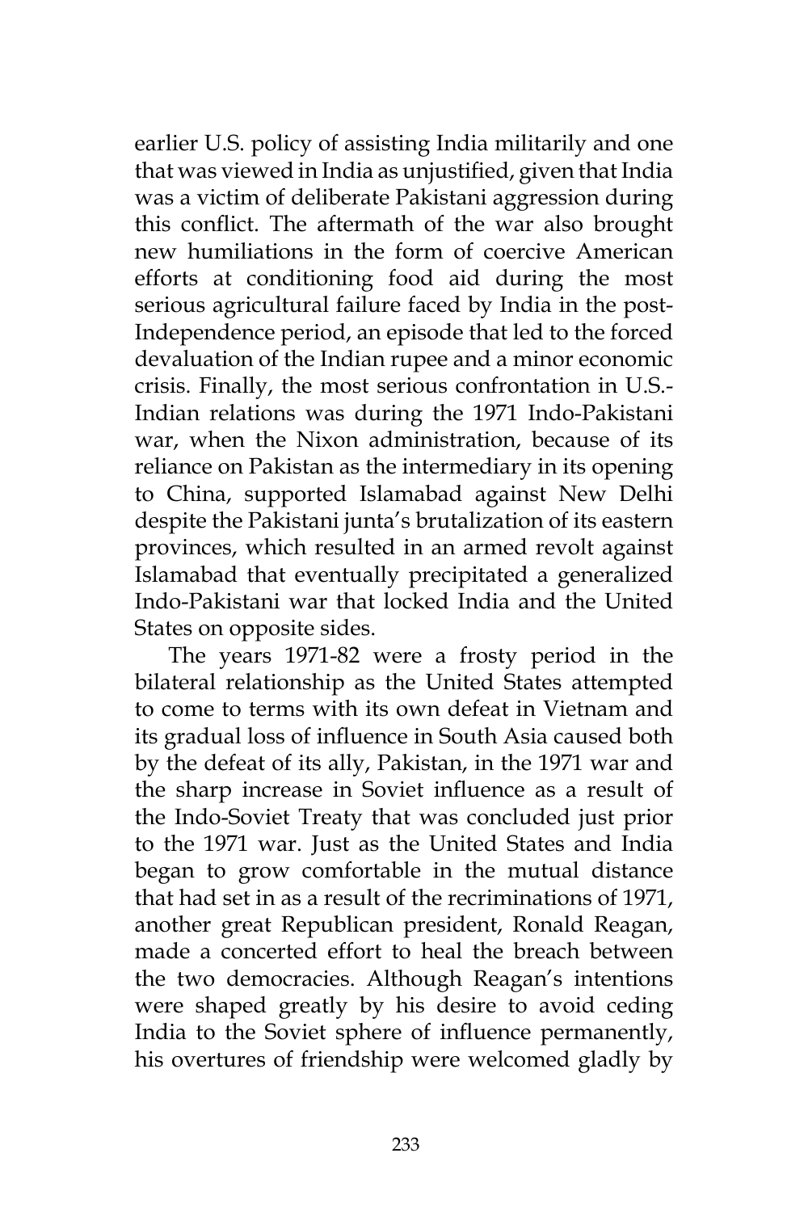earlier U.S. policy of assisting India militarily and one that was viewed in India as unjustified, given that India was a victim of deliberate Pakistani aggression during this conflict. The aftermath of the war also brought new humiliations in the form of coercive American efforts at conditioning food aid during the most serious agricultural failure faced by India in the post-Independence period, an episode that led to the forced devaluation of the Indian rupee and a minor economic crisis. Finally, the most serious confrontation in U.S.-Indian relations was during the 1971 Indo-Pakistani war, when the Nixon administration, because of its reliance on Pakistan as the intermediary in its opening to China, supported Islamabad against New Delhi despite the Pakistani junta's brutalization of its eastern provinces, which resulted in an armed revolt against Islamabad that eventually precipitated a generalized Indo-Pakistani war that locked India and the United States on opposite sides.

The years 1971-82 were a frosty period in the bilateral relationship as the United States attempted to come to terms with its own defeat in Vietnam and its gradual loss of influence in South Asia caused both by the defeat of its ally, Pakistan, in the 1971 war and the sharp increase in Soviet influence as a result of the Indo-Soviet Treaty that was concluded just prior to the 1971 war. Just as the United States and India began to grow comfortable in the mutual distance that had set in as a result of the recriminations of 1971, another great Republican president, Ronald Reagan, made a concerted effort to heal the breach between the two democracies. Although Reagan's intentions were shaped greatly by his desire to avoid ceding India to the Soviet sphere of influence permanently, his overtures of friendship were welcomed gladly by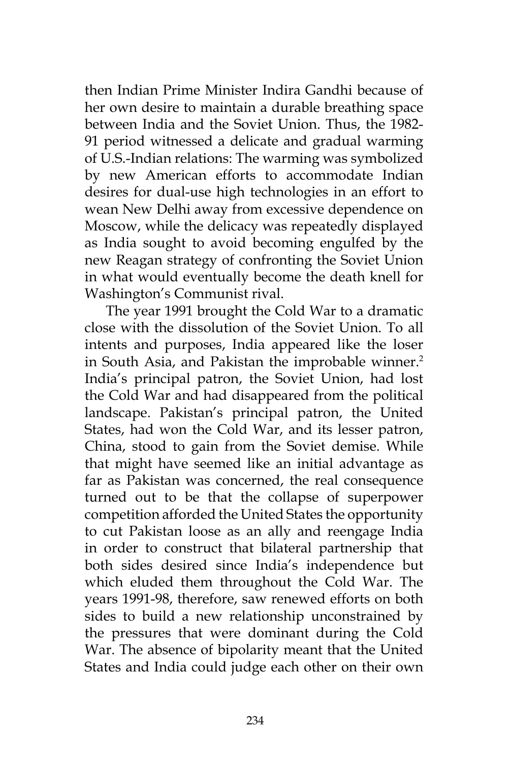then Indian Prime Minister Indira Gandhi because of her own desire to maintain a durable breathing space between India and the Soviet Union. Thus, the 1982-91 period witnessed a delicate and gradual warming of U.S.-Indian relations: The warming was symbolized by new American efforts to accommodate Indian desires for dual-use high technologies in an effort to wean New Delhi away from excessive dependence on Moscow, while the delicacy was repeatedly displayed as India sought to avoid becoming engulfed by the new Reagan strategy of confronting the Soviet Union in what would eventually become the death knell for Washington's Communist rival.

The year 1991 brought the Cold War to a dramatic close with the dissolution of the Soviet Union. To all intents and purposes, India appeared like the loser in South Asia, and Pakistan the improbable winner.[2] India's principal patron, the Soviet Union, had lost the Cold War and had disappeared from the political landscape. Pakistan's principal patron, the United States, had won the Cold War, and its lesser patron, China, stood to gain from the Soviet demise. While that might have seemed like an initial advantage as far as Pakistan was concerned, the real consequence turned out to be that the collapse of superpower competition afforded the United States the opportunity to cut Pakistan loose as an ally and reengage India in order to construct that bilateral partnership that both sides desired since India's independence but which eluded them throughout the Cold War. The years 1991-98, therefore, saw renewed efforts on both sides to build a new relationship unconstrained by the pressures that were dominant during the Cold War. The absence of bipolarity meant that the United States and India could judge each other on their own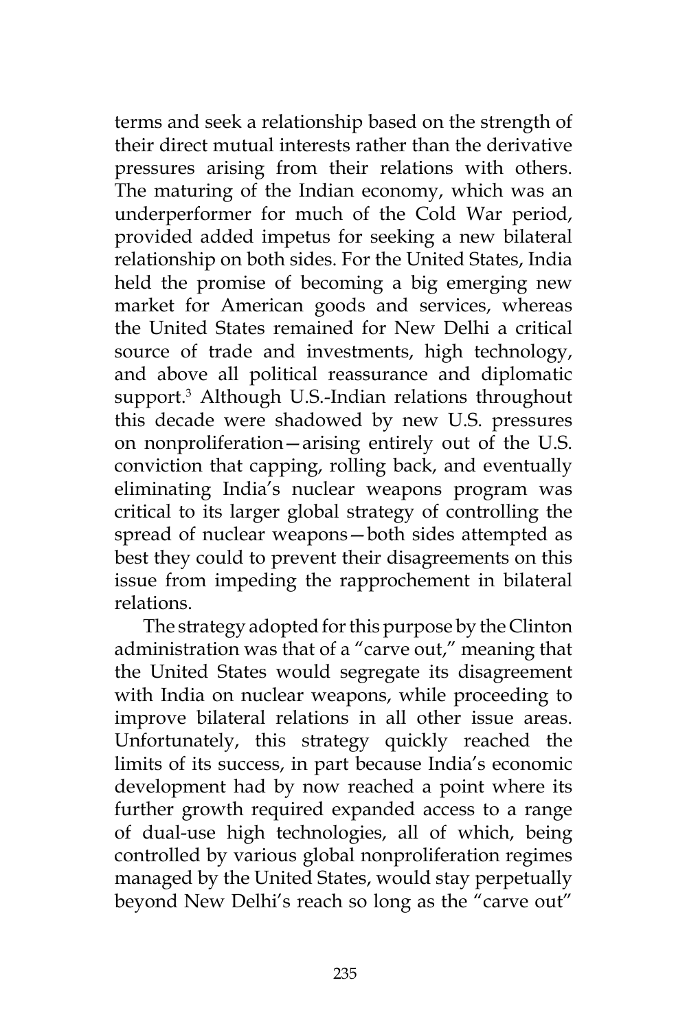terms and seek a relationship based on the strength of their direct mutual interests rather than the derivative pressures arising from their relations with others. The maturing of the Indian economy, which was an underperformer for much of the Cold War period, provided added impetus for seeking a new bilateral relationship on both sides. For the United States, India held the promise of becoming a big emerging new market for American goods and services, whereas the United States remained for New Delhi a critical source of trade and investments, high technology, and above all political reassurance and diplomatic support.[3] Although U.S.-Indian relations throughout this decade were shadowed by new U.S. pressures on nonproliferation—arising entirely out of the U.S. conviction that capping, rolling back, and eventually eliminating India's nuclear weapons program was critical to its larger global strategy of controlling the spread of nuclear weapons—both sides attempted as best they could to prevent their disagreements on this issue from impeding the rapprochement in bilateral relations.

The strategy adopted for this purpose by the Clinton administration was that of a "carve out," meaning that the United States would segregate its disagreement with India on nuclear weapons, while proceeding to improve bilateral relations in all other issue areas. Unfortunately, this strategy quickly reached the limits of its success, in part because India's economic development had by now reached a point where its further growth required expanded access to a range of dual-use high technologies, all of which, being controlled by various global nonproliferation regimes managed by the United States, would stay perpetually beyond New Delhi's reach so long as the "carve out"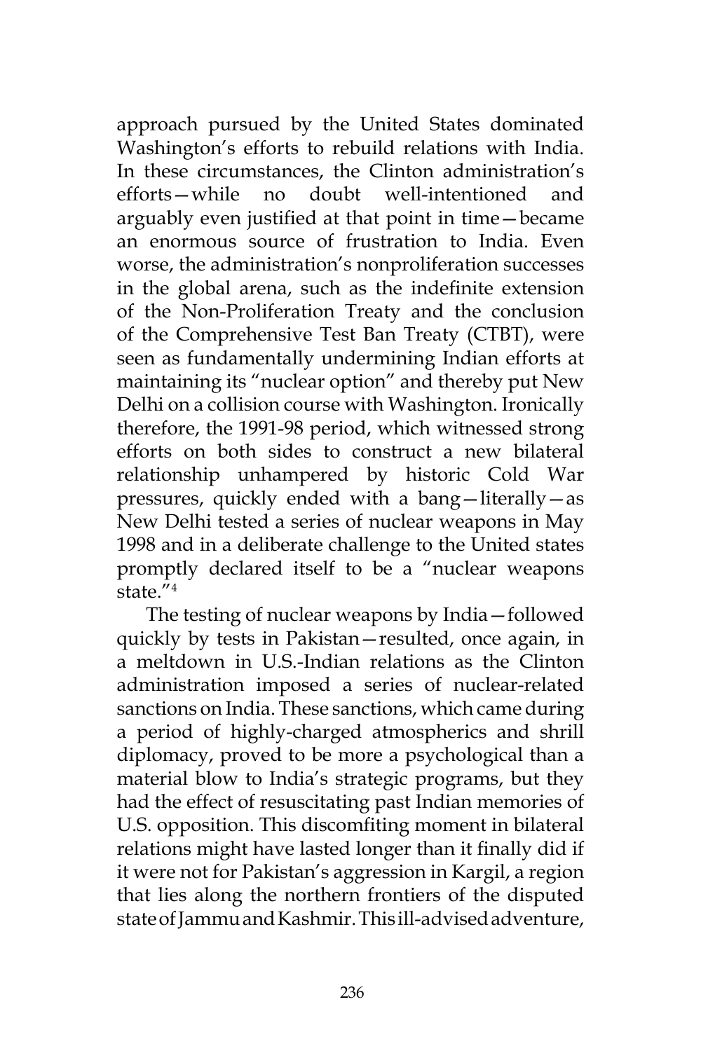approach pursued by the United States dominated Washington's efforts to rebuild relations with India. In these circumstances, the Clinton administration's efforts—while no doubt well-intentioned and arguably even justified at that point in time—became an enormous source of frustration to India. Even worse, the administration's nonproliferation successes in the global arena, such as the indefinite extension of the Non-Proliferation Treaty and the conclusion of the Comprehensive Test Ban Treaty (CTBT), were seen as fundamentally undermining Indian efforts at maintaining its "nuclear option" and thereby put New Delhi on a collision course with Washington. Ironically therefore, the 1991-98 period, which witnessed strong efforts on both sides to construct a new bilateral relationship unhampered by historic Cold War pressures, quickly ended with a bang—literally—as New Delhi tested a series of nuclear weapons in May 1998 and in a deliberate challenge to the United states promptly declared itself to be a "nuclear weapons state."[4]

The testing of nuclear weapons by India—followed quickly by tests in Pakistan—resulted, once again, in a meltdown in U.S.-Indian relations as the Clinton administration imposed a series of nuclear-related sanctions on India. These sanctions, which came during a period of highly-charged atmospherics and shrill diplomacy, proved to be more a psychological than a material blow to India's strategic programs, but they had the effect of resuscitating past Indian memories of U.S. opposition. This discomfiting moment in bilateral relations might have lasted longer than it finally did if it were not for Pakistan's aggression in Kargil, a region that lies along the northern frontiers of the disputed state of Jammu and Kashmir. This ill-advised adventure,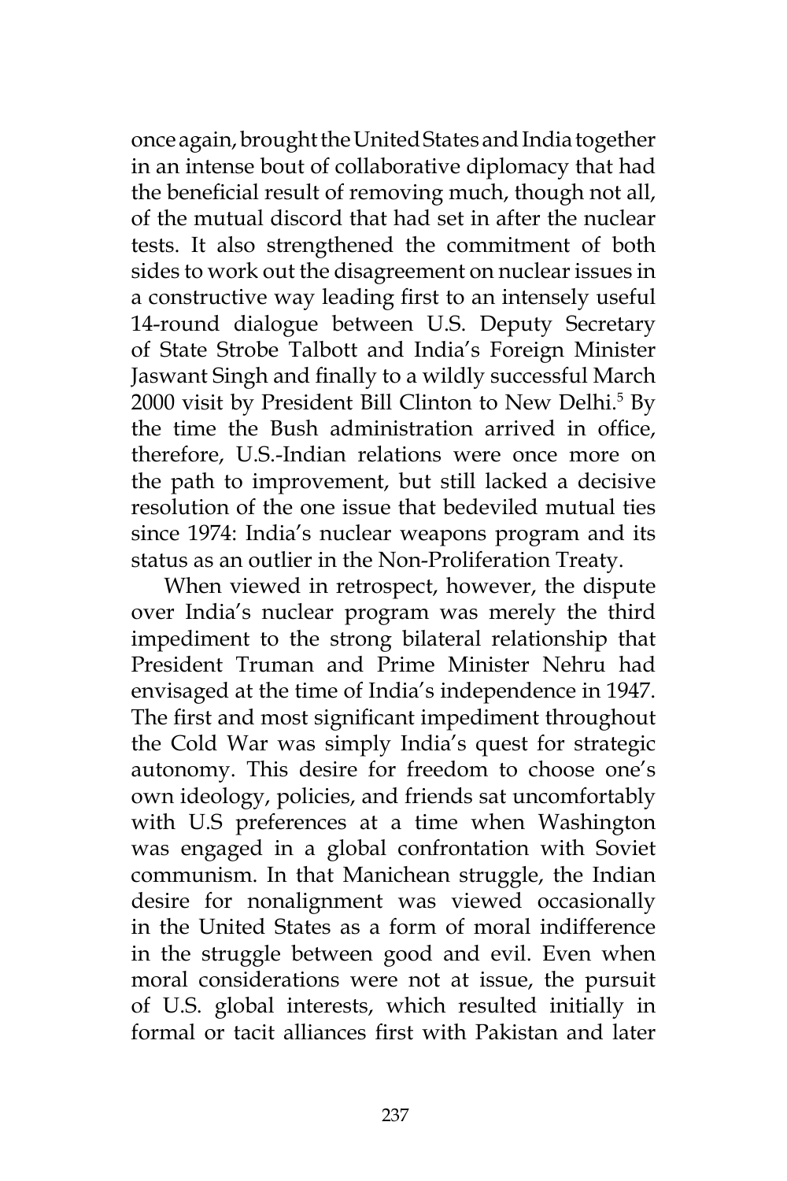once again, brought the United States and India together in an intense bout of collaborative diplomacy that had the beneficial result of removing much, though not all, of the mutual discord that had set in after the nuclear tests. It also strengthened the commitment of both sides to work out the disagreement on nuclear issues in a constructive way leading first to an intensely useful 14-round dialogue between U.S. Deputy Secretary of State Strobe Talbott and India's Foreign Minister Jaswant Singh and finally to a wildly successful March 2000 visit by President Bill Clinton to New Delhi.[5] By the time the Bush administration arrived in office, therefore, U.S.-Indian relations were once more on the path to improvement, but still lacked a decisive resolution of the one issue that bedeviled mutual ties since 1974: India's nuclear weapons program and its status as an outlier in the Non-Proliferation Treaty.

When viewed in retrospect, however, the dispute over India's nuclear program was merely the third impediment to the strong bilateral relationship that President Truman and Prime Minister Nehru had envisaged at the time of India's independence in 1947. The first and most significant impediment throughout the Cold War was simply India's quest for strategic autonomy. This desire for freedom to choose one's own ideology, policies, and friends sat uncomfortably with U.S preferences at a time when Washington was engaged in a global confrontation with Soviet communism. In that Manichean struggle, the Indian desire for nonalignment was viewed occasionally in the United States as a form of moral indifference in the struggle between good and evil. Even when moral considerations were not at issue, the pursuit of U.S. global interests, which resulted initially in formal or tacit alliances first with Pakistan and later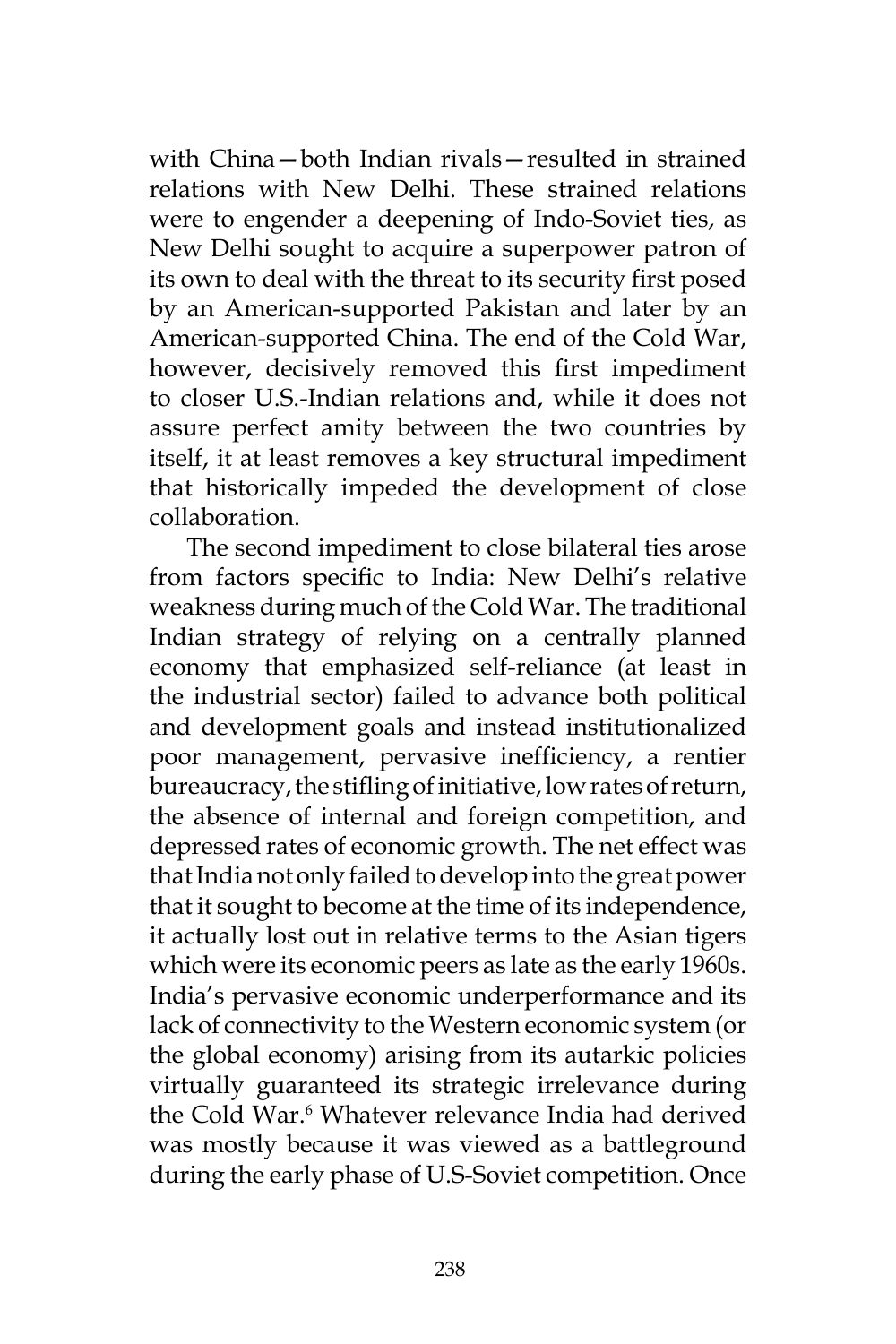with China—both Indian rivals—resulted in strained relations with New Delhi. These strained relations were to engender a deepening of Indo-Soviet ties, as New Delhi sought to acquire a superpower patron of its own to deal with the threat to its security first posed by an American-supported Pakistan and later by an American-supported China. The end of the Cold War, however, decisively removed this first impediment to closer U.S.-Indian relations and, while it does not assure perfect amity between the two countries by itself, it at least removes a key structural impediment that historically impeded the development of close collaboration.

The second impediment to close bilateral ties arose from factors specific to India: New Delhi's relative weakness during much of the Cold War. The traditional Indian strategy of relying on a centrally planned economy that emphasized self-reliance (at least in the industrial sector) failed to advance both political and development goals and instead institutionalized poor management, pervasive inefficiency, a rentier bureaucracy, the stifling of initiative, low rates of return, the absence of internal and foreign competition, and depressed rates of economic growth. The net effect was that India not only failed to develop into the great power that it sought to become at the time of its independence, it actually lost out in relative terms to the Asian tigers which were its economic peers as late as the early 1960s. India's pervasive economic underperformance and its lack of connectivity to the Western economic system (or the global economy) arising from its autarkic policies virtually guaranteed its strategic irrelevance during the Cold War.[6] Whatever relevance India had derived was mostly because it was viewed as a battleground during the early phase of U.S-Soviet competition. Once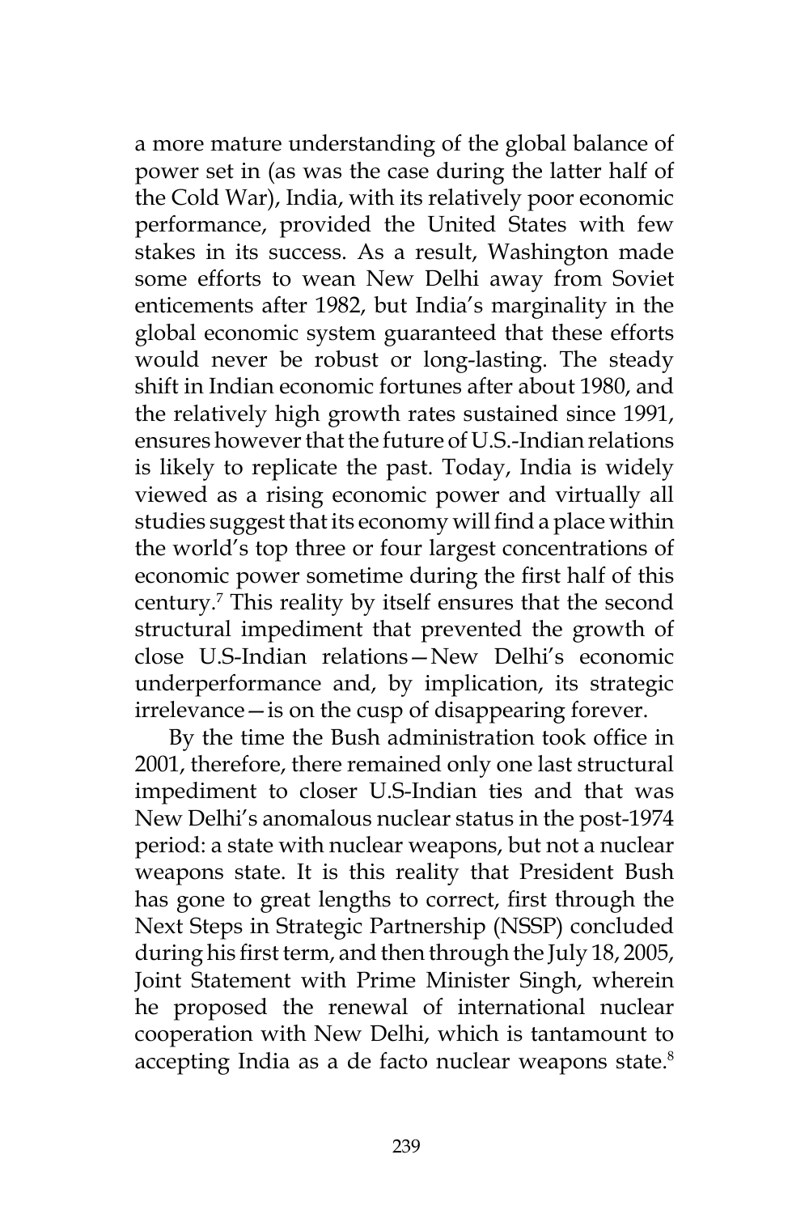a more mature understanding of the global balance of power set in (as was the case during the latter half of the Cold War), India, with its relatively poor economic performance, provided the United States with few stakes in its success. As a result, Washington made some efforts to wean New Delhi away from Soviet enticements after 1982, but India's marginality in the global economic system guaranteed that these efforts would never be robust or long-lasting. The steady shift in Indian economic fortunes after about 1980, and the relatively high growth rates sustained since 1991, ensures however that the future of U.S.-Indian relations is likely to replicate the past. Today, India is widely viewed as a rising economic power and virtually all studies suggest that its economy will find a place within the world's top three or four largest concentrations of economic power sometime during the first half of this century.[7] This reality by itself ensures that the second structural impediment that prevented the growth of close U.S-Indian relations—New Delhi's economic underperformance and, by implication, its strategic irrelevance—is on the cusp of disappearing forever.

By the time the Bush administration took office in 2001, therefore, there remained only one last structural impediment to closer U.S-Indian ties and that was New Delhi's anomalous nuclear status in the post-1974 period: a state with nuclear weapons, but not a nuclear weapons state. It is this reality that President Bush has gone to great lengths to correct, first through the Next Steps in Strategic Partnership (NSSP) concluded during his first term, and then through the July 18, 2005, Joint Statement with Prime Minister Singh, wherein he proposed the renewal of international nuclear cooperation with New Delhi, which is tantamount to accepting India as a de facto nuclear weapons state.[8]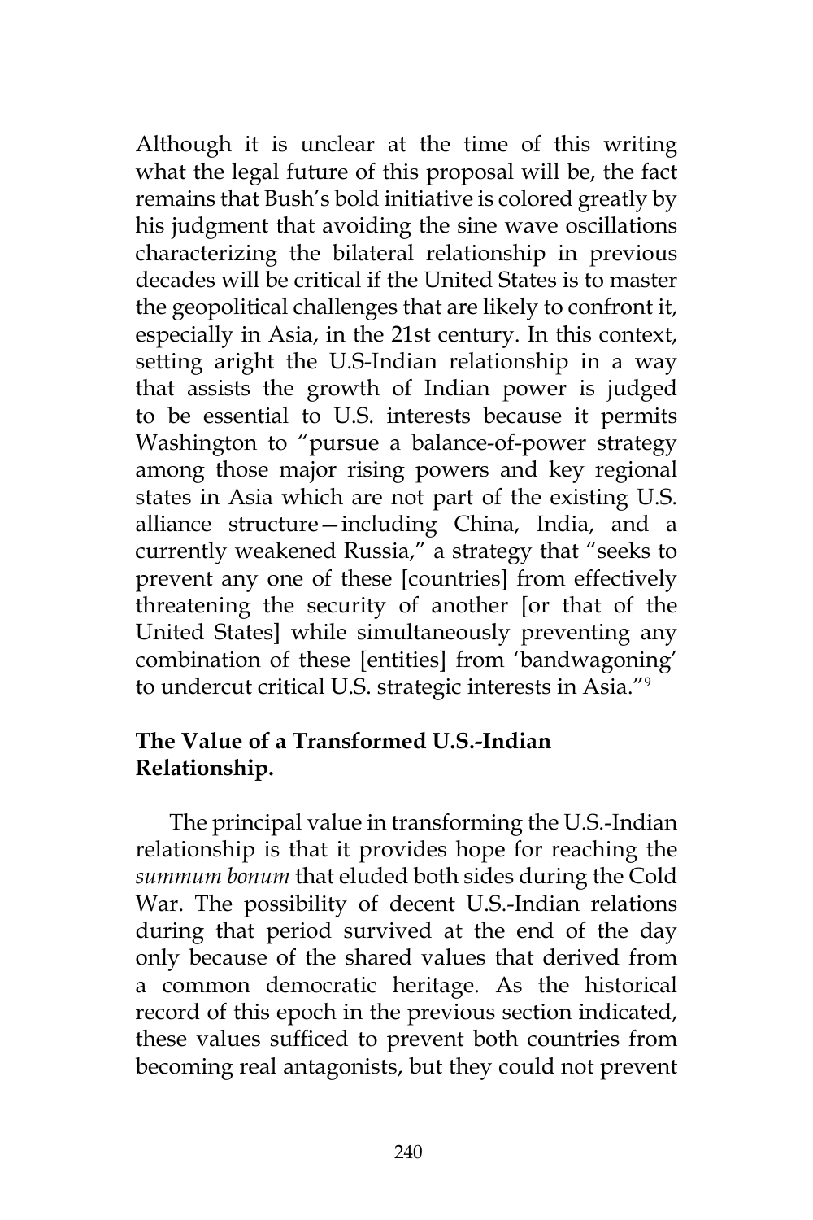Although it is unclear at the time of this writing what the legal future of this proposal will be, the fact remains that Bush's bold initiative is colored greatly by his judgment that avoiding the sine wave oscillations characterizing the bilateral relationship in previous decades will be critical if the United States is to master the geopolitical challenges that are likely to confront it, especially in Asia, in the 21st century. In this context, setting aright the U.S-Indian relationship in a way that assists the growth of Indian power is judged to be essential to U.S. interests because it permits Washington to "pursue a balance-of-power strategy among those major rising powers and key regional states in Asia which are not part of the existing U.S. alliance structure—including China, India, and a currently weakened Russia," a strategy that "seeks to prevent any one of these [countries] from effectively threatening the security of another [or that of the United States] while simultaneously preventing any combination of these [entities] from 'bandwagoning' to undercut critical U.S. strategic interests in Asia."[9]

### The Value of a Transformed U.S.-Indian Relationship.

The principal value in transforming the U.S.-Indian relationship is that it provides hope for reaching the *summum bonum* that eluded both sides during the Cold War. The possibility of decent U.S.-Indian relations during that period survived at the end of the day only because of the shared values that derived from a common democratic heritage. As the historical record of this epoch in the previous section indicated, these values sufficed to prevent both countries from becoming real antagonists, but they could not prevent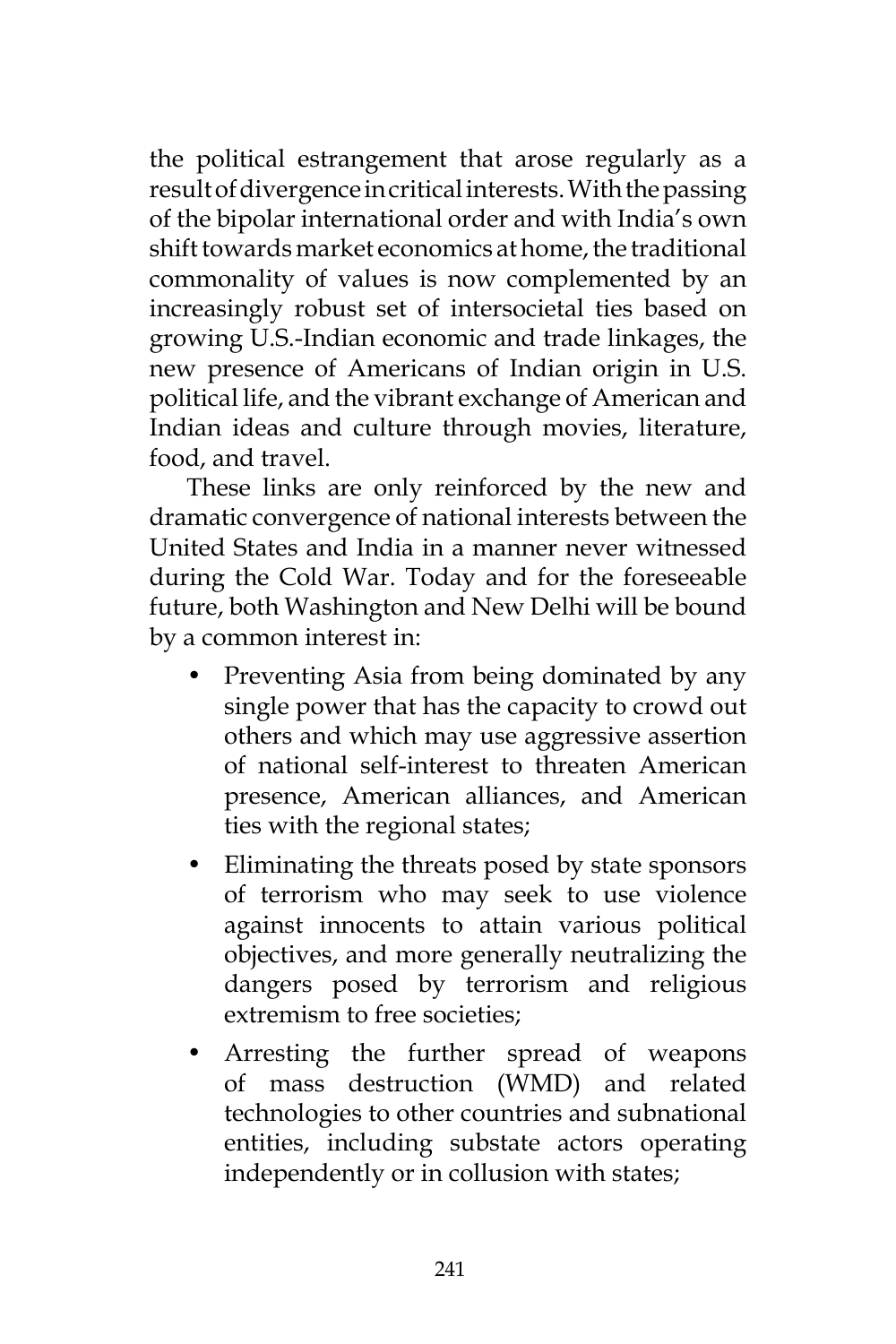the political estrangement that arose regularly as a result of divergence in critical interests. With the passing of the bipolar international order and with India's own shift towards market economics at home, the traditional commonality of values is now complemented by an increasingly robust set of intersocietal ties based on growing U.S.-Indian economic and trade linkages, the new presence of Americans of Indian origin in U.S. political life, and the vibrant exchange of American and Indian ideas and culture through movies, literature, food, and travel.

These links are only reinforced by the new and dramatic convergence of national interests between the United States and India in a manner never witnessed during the Cold War. Today and for the foreseeable future, both Washington and New Delhi will be bound by a common interest in:

- Preventing Asia from being dominated by any single power that has the capacity to crowd out others and which may use aggressive assertion of national self-interest to threaten American presence, American alliances, and American ties with the regional states;
- Eliminating the threats posed by state sponsors of terrorism who may seek to use violence against innocents to attain various political objectives, and more generally neutralizing the dangers posed by terrorism and religious extremism to free societies;
- Arresting the further spread of weapons of mass destruction (WMD) and related technologies to other countries and subnational entities, including substate actors operating independently or in collusion with states;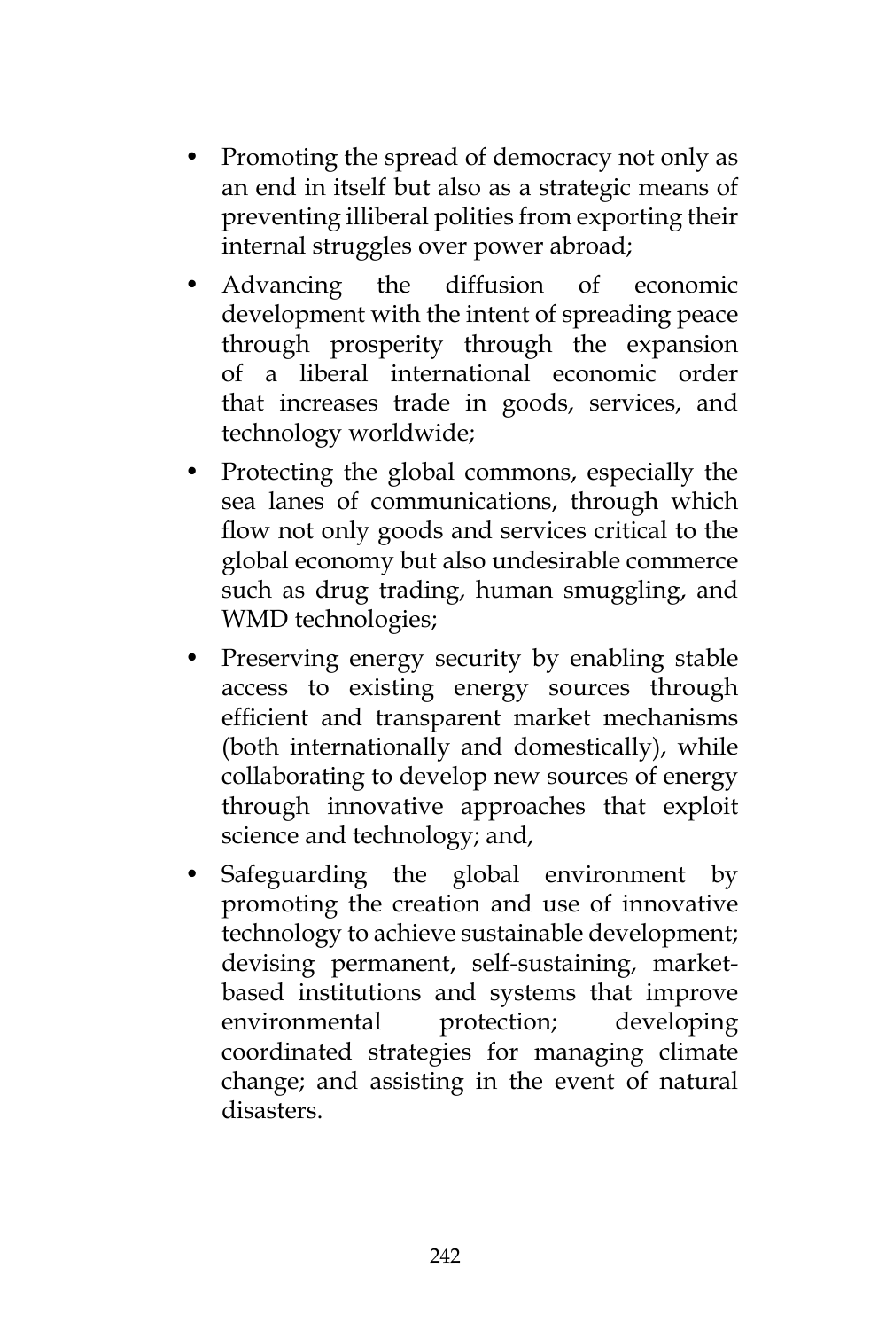- Promoting the spread of democracy not only as an end in itself but also as a strategic means of preventing illiberal polities from exporting their internal struggles over power abroad;
- Advancing the diffusion of economic development with the intent of spreading peace through prosperity through the expansion of a liberal international economic order that increases trade in goods, services, and technology worldwide;
- Protecting the global commons, especially the sea lanes of communications, through which flow not only goods and services critical to the global economy but also undesirable commerce such as drug trading, human smuggling, and WMD technologies;
- Preserving energy security by enabling stable access to existing energy sources through efficient and transparent market mechanisms (both internationally and domestically), while collaborating to develop new sources of energy through innovative approaches that exploit science and technology; and,
- Safeguarding the global environment by promoting the creation and use of innovative technology to achieve sustainable development; devising permanent, self-sustaining, market-based institutions and systems that improve environmental protection; developing coordinated strategies for managing climate change; and assisting in the event of natural disasters.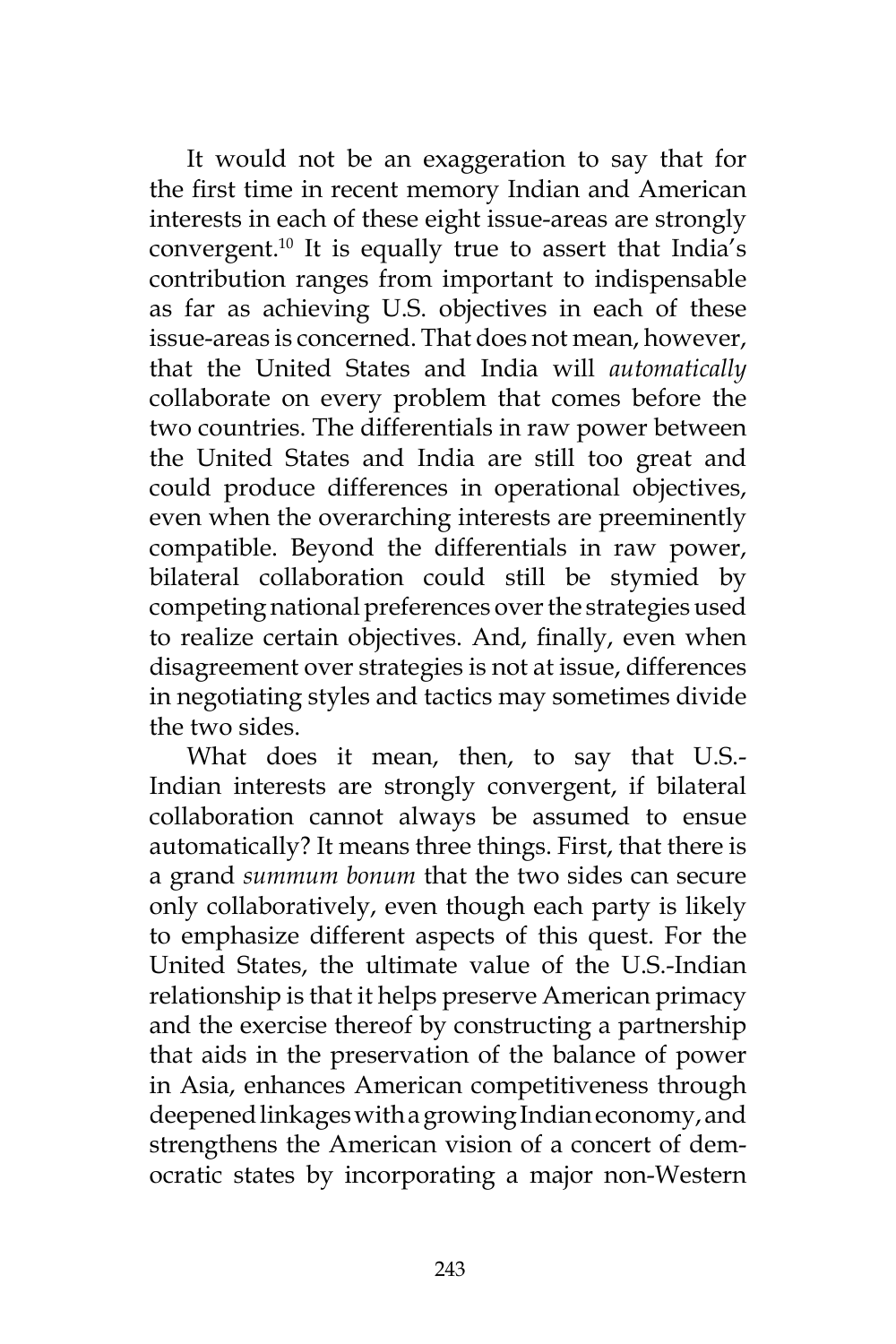It would not be an exaggeration to say that for the first time in recent memory Indian and American interests in each of these eight issue-areas are strongly convergent.[10] It is equally true to assert that India's contribution ranges from important to indispensable as far as achieving U.S. objectives in each of these issue-areas is concerned. That does not mean, however, that the United States and India will *automatically* collaborate on every problem that comes before the two countries. The differentials in raw power between the United States and India are still too great and could produce differences in operational objectives, even when the overarching interests are preeminently compatible. Beyond the differentials in raw power, bilateral collaboration could still be stymied by competing national preferences over the strategies used to realize certain objectives. And, finally, even when disagreement over strategies is not at issue, differences in negotiating styles and tactics may sometimes divide the two sides.

What does it mean, then, to say that U.S.-Indian interests are strongly convergent, if bilateral collaboration cannot always be assumed to ensue automatically? It means three things. First, that there is a grand *summum bonum* that the two sides can secure only collaboratively, even though each party is likely to emphasize different aspects of this quest. For the United States, the ultimate value of the U.S.-Indian relationship is that it helps preserve American primacy and the exercise thereof by constructing a partnership that aids in the preservation of the balance of power in Asia, enhances American competitiveness through deepened linkages with a growing Indian economy, and strengthens the American vision of a concert of democratic states by incorporating a major non-Western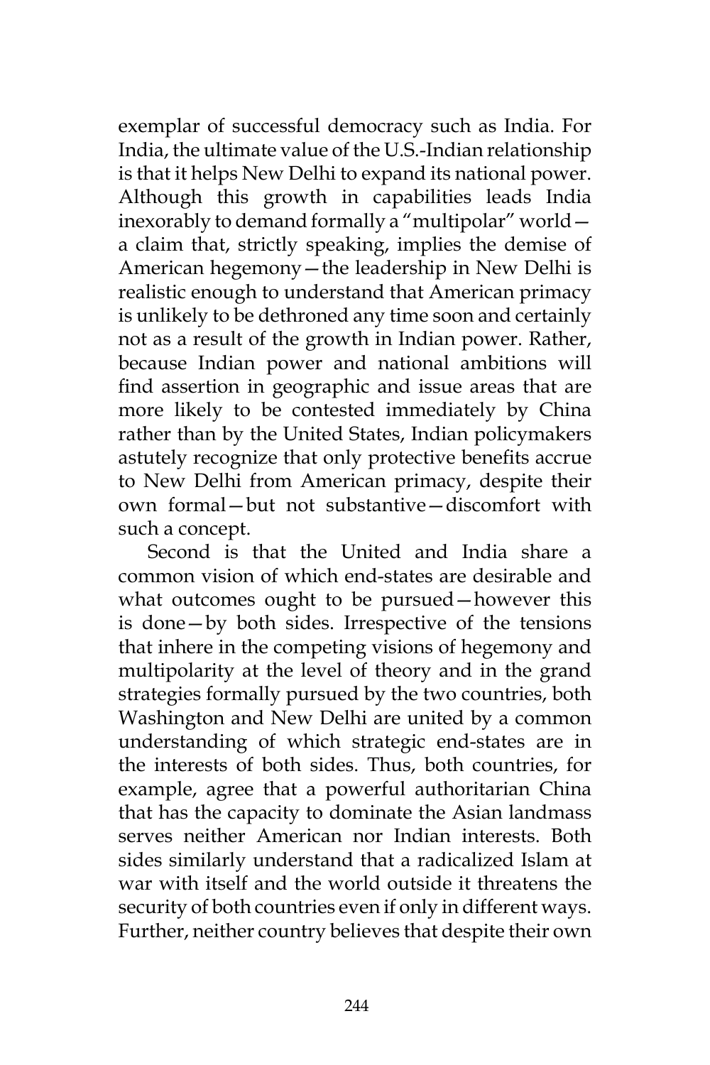exemplar of successful democracy such as India. For India, the ultimate value of the U.S.-Indian relationship is that it helps New Delhi to expand its national power. Although this growth in capabilities leads India inexorably to demand formally a "multipolar" world—a claim that, strictly speaking, implies the demise of American hegemony—the leadership in New Delhi is realistic enough to understand that American primacy is unlikely to be dethroned any time soon and certainly not as a result of the growth in Indian power. Rather, because Indian power and national ambitions will find assertion in geographic and issue areas that are more likely to be contested immediately by China rather than by the United States, Indian policymakers astutely recognize that only protective benefits accrue to New Delhi from American primacy, despite their own formal—but not substantive—discomfort with such a concept.

Second is that the United and India share a common vision of which end-states are desirable and what outcomes ought to be pursued—however this is done—by both sides. Irrespective of the tensions that inhere in the competing visions of hegemony and multipolarity at the level of theory and in the grand strategies formally pursued by the two countries, both Washington and New Delhi are united by a common understanding of which strategic end-states are in the interests of both sides. Thus, both countries, for example, agree that a powerful authoritarian China that has the capacity to dominate the Asian landmass serves neither American nor Indian interests. Both sides similarly understand that a radicalized Islam at war with itself and the world outside it threatens the security of both countries even if only in different ways. Further, neither country believes that despite their own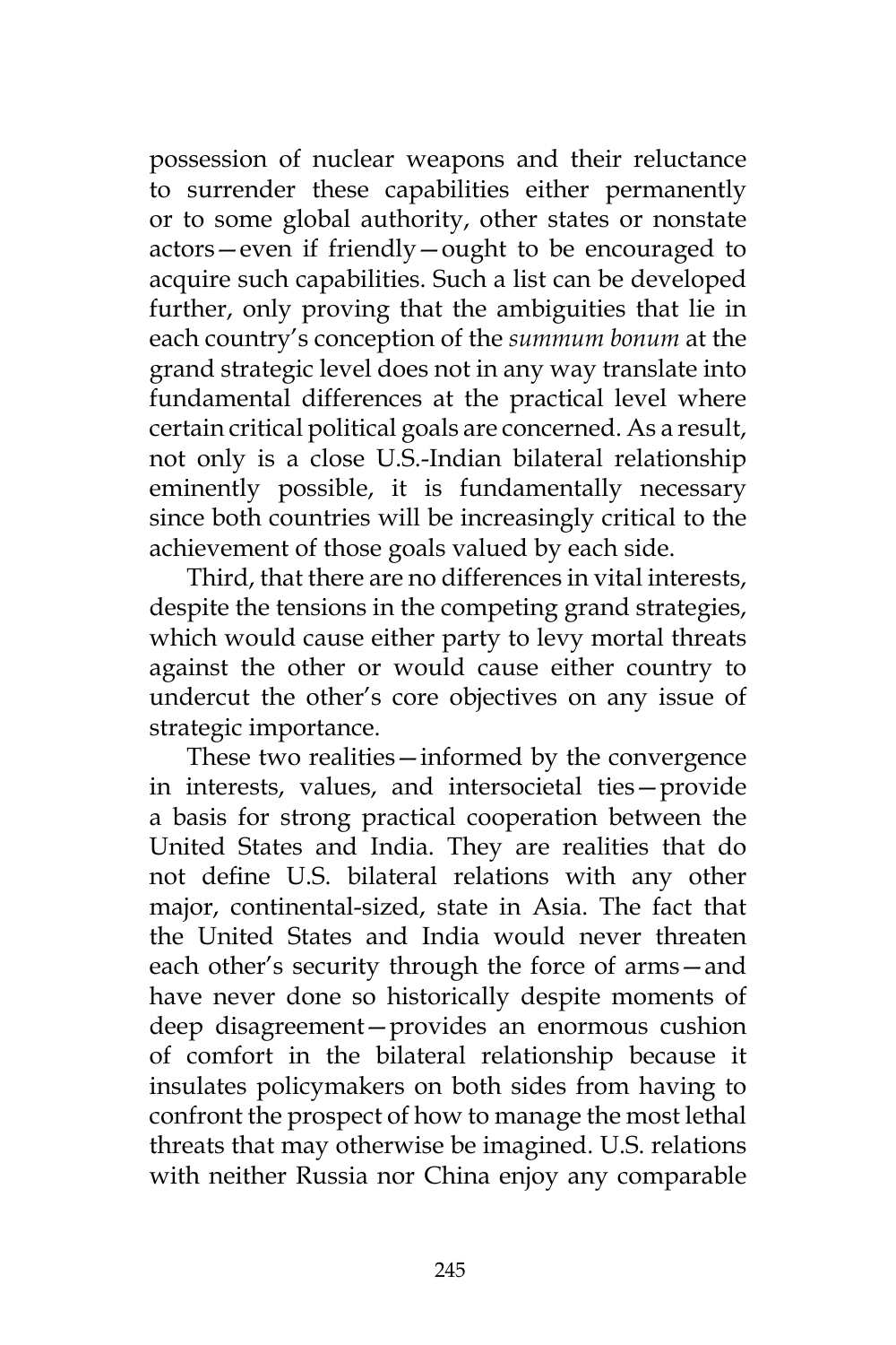possession of nuclear weapons and their reluctance to surrender these capabilities either permanently or to some global authority, other states or nonstate actors—even if friendly—ought to be encouraged to acquire such capabilities. Such a list can be developed further, only proving that the ambiguities that lie in each country's conception of the *summum bonum* at the grand strategic level does not in any way translate into fundamental differences at the practical level where certain critical political goals are concerned. As a result, not only is a close U.S.-Indian bilateral relationship eminently possible, it is fundamentally necessary since both countries will be increasingly critical to the achievement of those goals valued by each side.

Third, that there are no differences in vital interests, despite the tensions in the competing grand strategies, which would cause either party to levy mortal threats against the other or would cause either country to undercut the other's core objectives on any issue of strategic importance.

These two realities—informed by the convergence in interests, values, and intersocietal ties—provide a basis for strong practical cooperation between the United States and India. They are realities that do not define U.S. bilateral relations with any other major, continental-sized, state in Asia. The fact that the United States and India would never threaten each other's security through the force of arms—and have never done so historically despite moments of deep disagreement—provides an enormous cushion of comfort in the bilateral relationship because it insulates policymakers on both sides from having to confront the prospect of how to manage the most lethal threats that may otherwise be imagined. U.S. relations with neither Russia nor China enjoy any comparable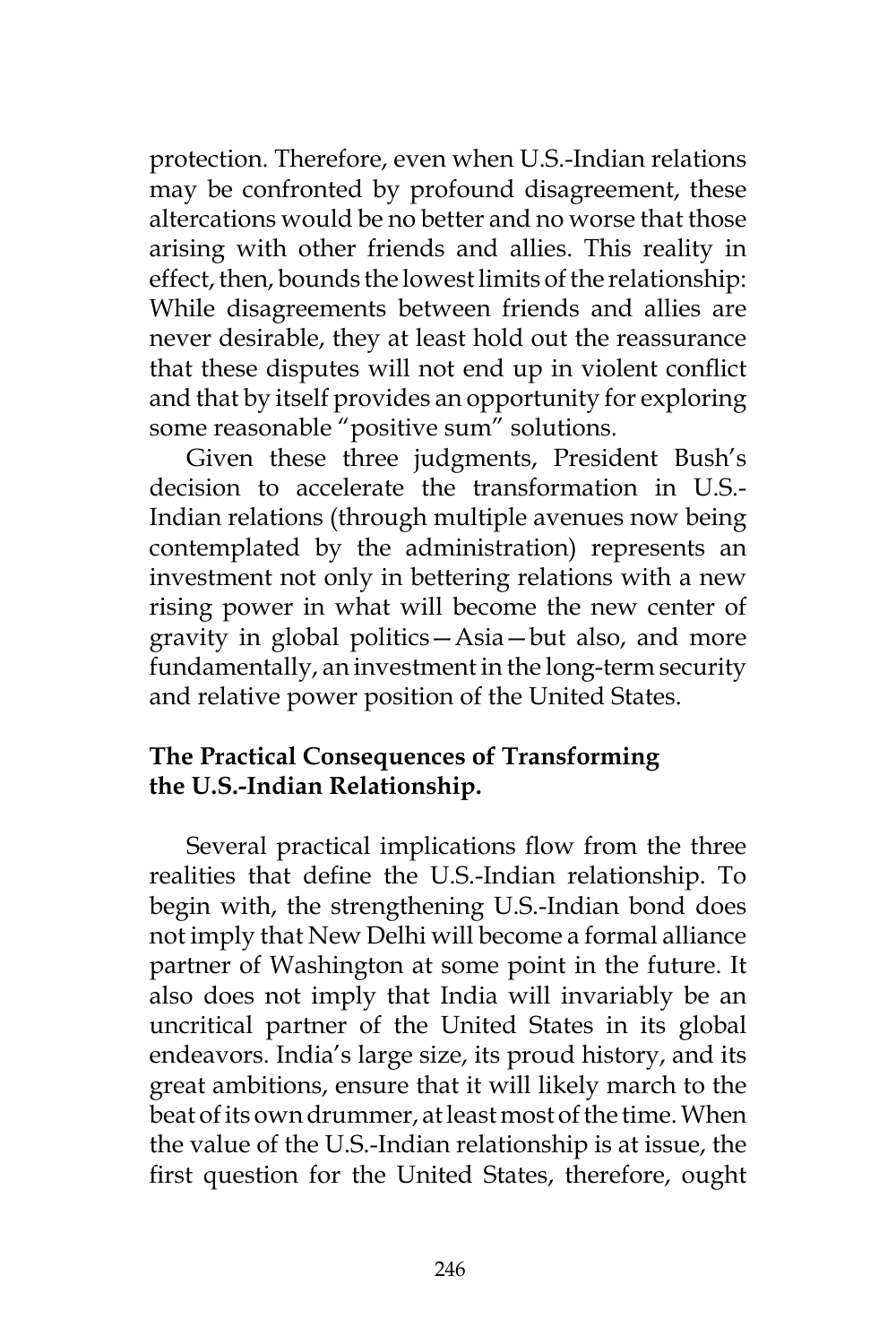protection. Therefore, even when U.S.-Indian relations may be confronted by profound disagreement, these altercations would be no better and no worse that those arising with other friends and allies. This reality in effect, then, bounds the lowest limits of the relationship: While disagreements between friends and allies are never desirable, they at least hold out the reassurance that these disputes will not end up in violent conflict and that by itself provides an opportunity for exploring some reasonable "positive sum" solutions.

Given these three judgments, President Bush's decision to accelerate the transformation in U.S.-Indian relations (through multiple avenues now being contemplated by the administration) represents an investment not only in bettering relations with a new rising power in what will become the new center of gravity in global politics—Asia—but also, and more fundamentally, an investment in the long-term security and relative power position of the United States.

**The Practical Consequences of Transforming the U.S.-Indian Relationship.**

Several practical implications flow from the three realities that define the U.S.-Indian relationship. To begin with, the strengthening U.S.-Indian bond does not imply that New Delhi will become a formal alliance partner of Washington at some point in the future. It also does not imply that India will invariably be an uncritical partner of the United States in its global endeavors. India's large size, its proud history, and its great ambitions, ensure that it will likely march to the beat of its own drummer, at least most of the time. When the value of the U.S.-Indian relationship is at issue, the first question for the United States, therefore, ought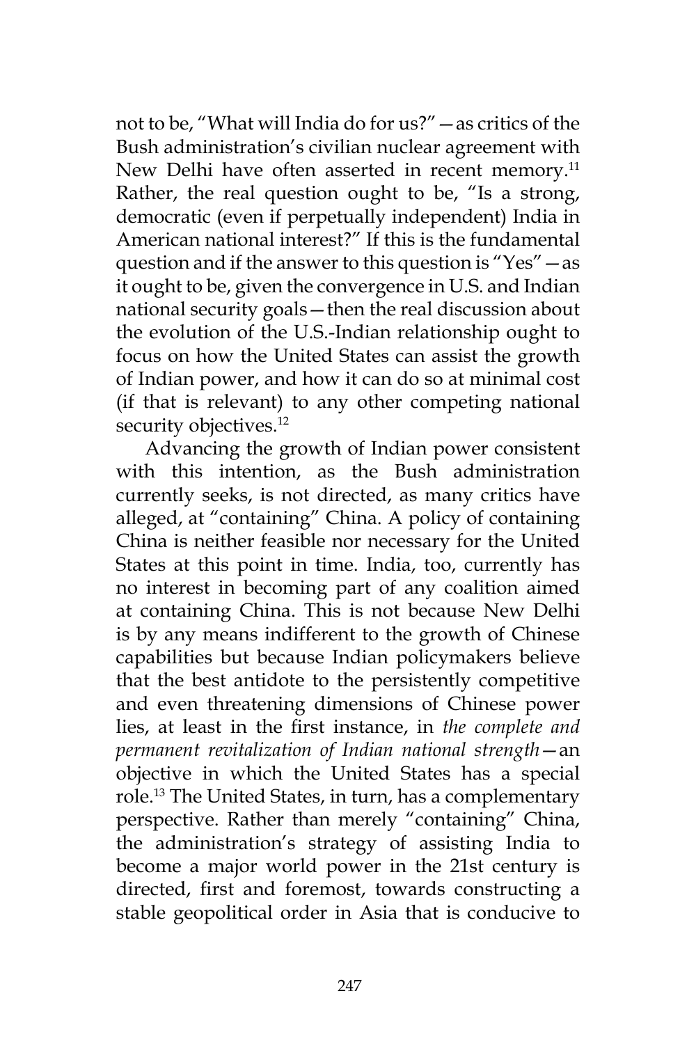not to be, "What will India do for us?"—as critics of the Bush administration's civilian nuclear agreement with New Delhi have often asserted in recent memory.[11] Rather, the real question ought to be, "Is a strong, democratic (even if perpetually independent) India in American national interest?" If this is the fundamental question and if the answer to this question is "Yes"—as it ought to be, given the convergence in U.S. and Indian national security goals—then the real discussion about the evolution of the U.S.-Indian relationship ought to focus on how the United States can assist the growth of Indian power, and how it can do so at minimal cost (if that is relevant) to any other competing national security objectives.[12]

Advancing the growth of Indian power consistent with this intention, as the Bush administration currently seeks, is not directed, as many critics have alleged, at "containing" China. A policy of containing China is neither feasible nor necessary for the United States at this point in time. India, too, currently has no interest in becoming part of any coalition aimed at containing China. This is not because New Delhi is by any means indifferent to the growth of Chinese capabilities but because Indian policymakers believe that the best antidote to the persistently competitive and even threatening dimensions of Chinese power lies, at least in the first instance, in *the complete and permanent revitalization of Indian national strength*—an objective in which the United States has a special role.[13] The United States, in turn, has a complementary perspective. Rather than merely "containing" China, the administration's strategy of assisting India to become a major world power in the 21st century is directed, first and foremost, towards constructing a stable geopolitical order in Asia that is conducive to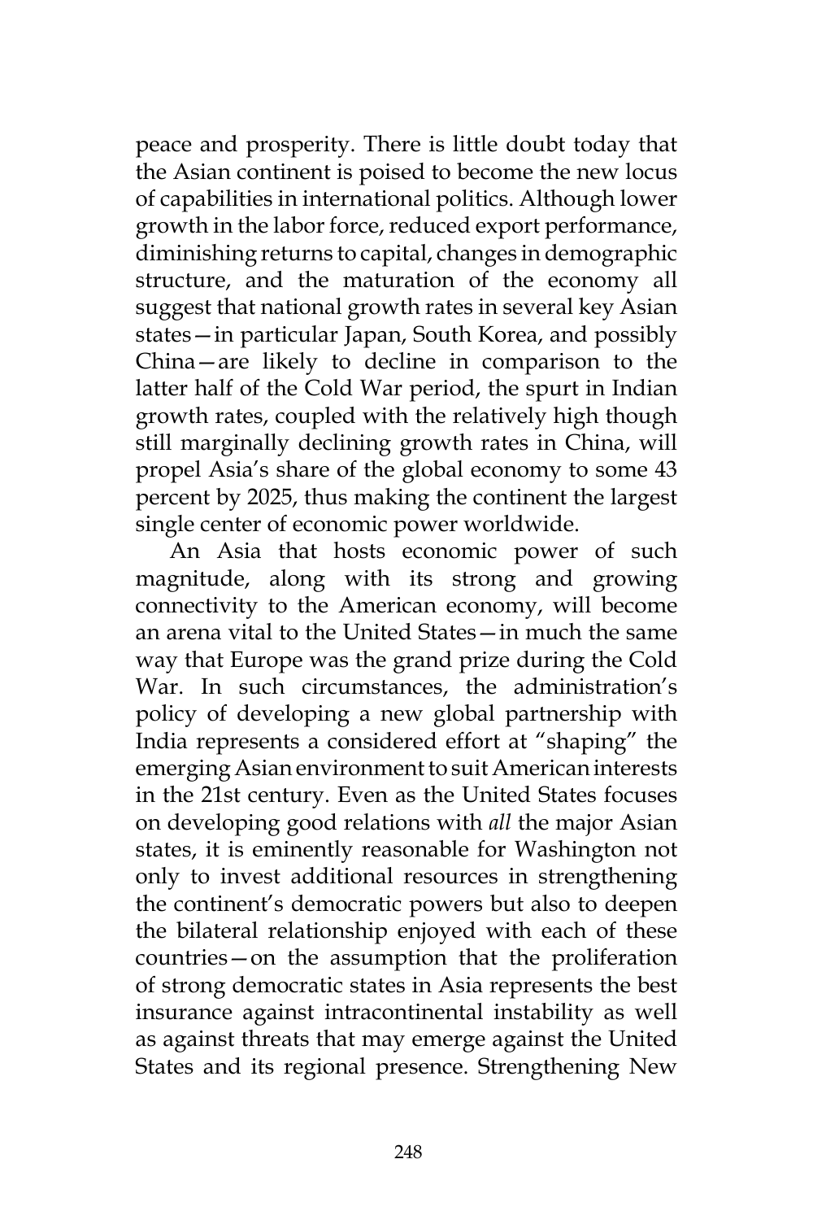peace and prosperity. There is little doubt today that the Asian continent is poised to become the new locus of capabilities in international politics. Although lower growth in the labor force, reduced export performance, diminishing returns to capital, changes in demographic structure, and the maturation of the economy all suggest that national growth rates in several key Asian states—in particular Japan, South Korea, and possibly China—are likely to decline in comparison to the latter half of the Cold War period, the spurt in Indian growth rates, coupled with the relatively high though still marginally declining growth rates in China, will propel Asia's share of the global economy to some 43 percent by 2025, thus making the continent the largest single center of economic power worldwide.

An Asia that hosts economic power of such magnitude, along with its strong and growing connectivity to the American economy, will become an arena vital to the United States—in much the same way that Europe was the grand prize during the Cold War. In such circumstances, the administration's policy of developing a new global partnership with India represents a considered effort at "shaping" the emerging Asian environment to suit American interests in the 21st century. Even as the United States focuses on developing good relations with *all* the major Asian states, it is eminently reasonable for Washington not only to invest additional resources in strengthening the continent's democratic powers but also to deepen the bilateral relationship enjoyed with each of these countries—on the assumption that the proliferation of strong democratic states in Asia represents the best insurance against intracontinental instability as well as against threats that may emerge against the United States and its regional presence. Strengthening New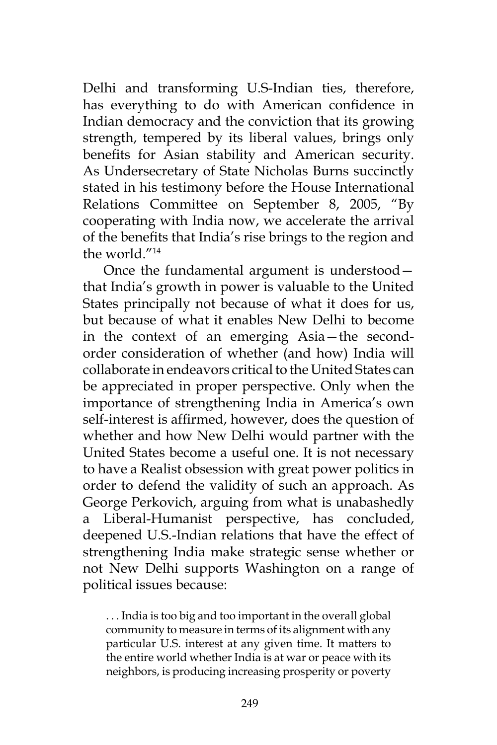Delhi and transforming U.S-Indian ties, therefore, has everything to do with American confidence in Indian democracy and the conviction that its growing strength, tempered by its liberal values, brings only benefits for Asian stability and American security. As Undersecretary of State Nicholas Burns succinctly stated in his testimony before the House International Relations Committee on September 8, 2005, "By cooperating with India now, we accelerate the arrival of the benefits that India's rise brings to the region and the world."[14]

Once the fundamental argument is understood—that India's growth in power is valuable to the United States principally not because of what it does for us, but because of what it enables New Delhi to become in the context of an emerging Asia—the second-order consideration of whether (and how) India will collaborate in endeavors critical to the United States can be appreciated in proper perspective. Only when the importance of strengthening India in America's own self-interest is affirmed, however, does the question of whether and how New Delhi would partner with the United States become a useful one. It is not necessary to have a Realist obsession with great power politics in order to defend the validity of such an approach. As George Perkovich, arguing from what is unabashedly a Liberal-Humanist perspective, has concluded, deepened U.S.-Indian relations that have the effect of strengthening India make strategic sense whether or not New Delhi supports Washington on a range of political issues because:

> . . . India is too big and too important in the overall global community to measure in terms of its alignment with any particular U.S. interest at any given time. It matters to the entire world whether India is at war or peace with its neighbors, is producing increasing prosperity or poverty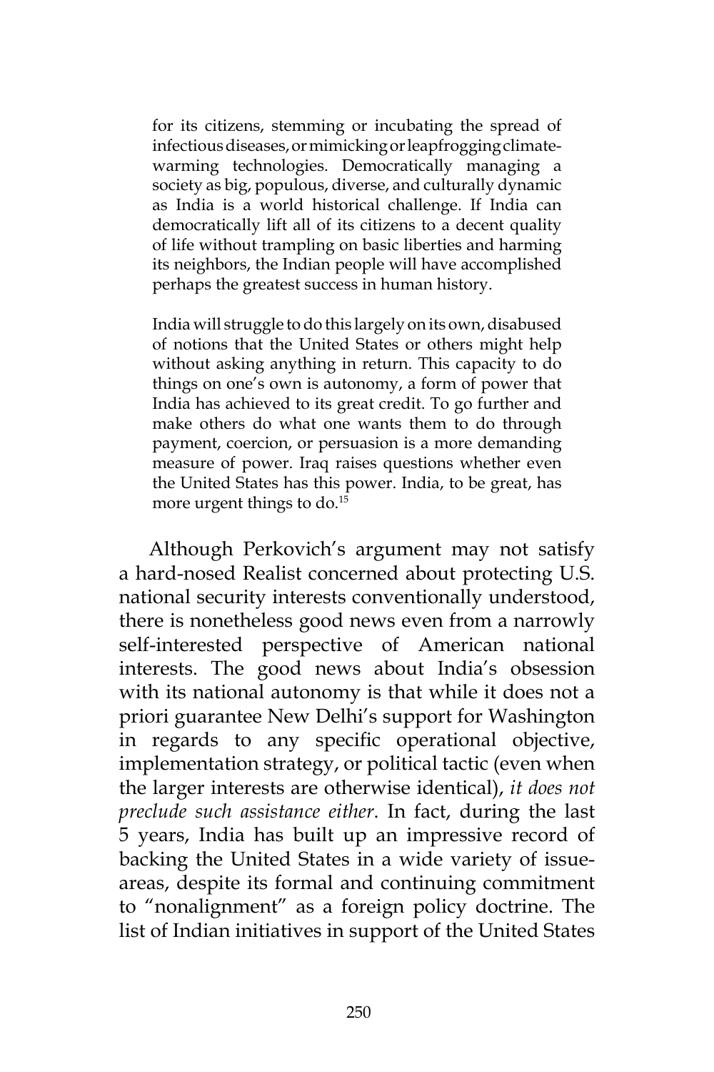> for its citizens, stemming or incubating the spread of infectious diseases, or mimicking or leapfrogging climate-warming technologies. Democratically managing a society as big, populous, diverse, and culturally dynamic as India is a world historical challenge. If India can democratically lift all of its citizens to a decent quality of life without trampling on basic liberties and harming its neighbors, the Indian people will have accomplished perhaps the greatest success in human history.
>
> India will struggle to do this largely on its own, disabused of notions that the United States or others might help without asking anything in return. This capacity to do things on one's own is autonomy, a form of power that India has achieved to its great credit. To go further and make others do what one wants them to do through payment, coercion, or persuasion is a more demanding measure of power. Iraq raises questions whether even the United States has this power. India, to be great, has more urgent things to do.[15]

Although Perkovich's argument may not satisfy a hard-nosed Realist concerned about protecting U.S. national security interests conventionally understood, there is nonetheless good news even from a narrowly self-interested perspective of American national interests. The good news about India's obsession with its national autonomy is that while it does not a priori guarantee New Delhi's support for Washington in regards to any specific operational objective, implementation strategy, or political tactic (even when the larger interests are otherwise identical), *it does not preclude such assistance either*. In fact, during the last 5 years, India has built up an impressive record of backing the United States in a wide variety of issue-areas, despite its formal and continuing commitment to "nonalignment" as a foreign policy doctrine. The list of Indian initiatives in support of the United States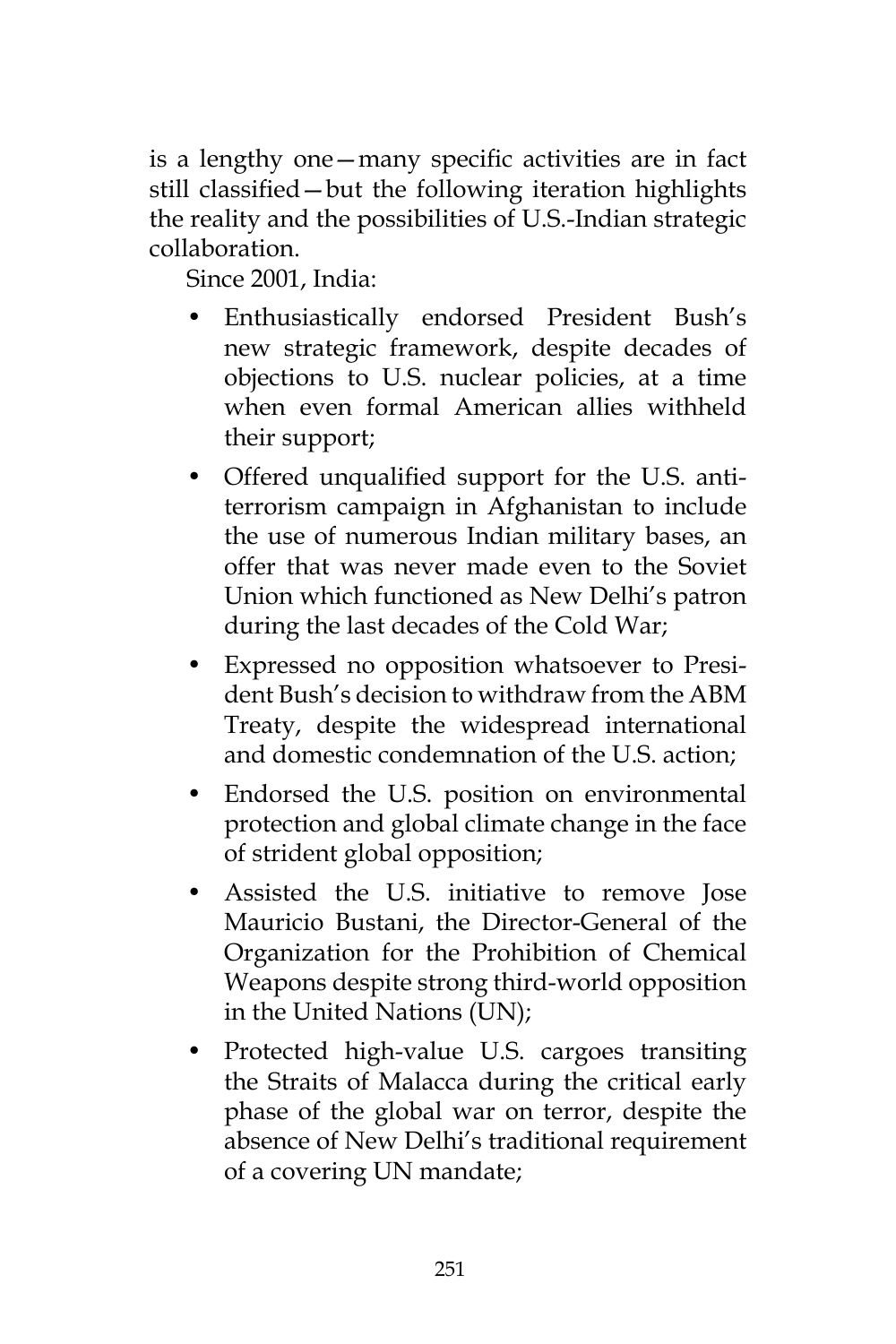is a lengthy one—many specific activities are in fact still classified—but the following iteration highlights the reality and the possibilities of U.S.-Indian strategic collaboration.

Since 2001, India:

- Enthusiastically endorsed President Bush's new strategic framework, despite decades of objections to U.S. nuclear policies, at a time when even formal American allies withheld their support;
- Offered unqualified support for the U.S. anti-terrorism campaign in Afghanistan to include the use of numerous Indian military bases, an offer that was never made even to the Soviet Union which functioned as New Delhi's patron during the last decades of the Cold War;
- Expressed no opposition whatsoever to President Bush's decision to withdraw from the ABM Treaty, despite the widespread international and domestic condemnation of the U.S. action;
- Endorsed the U.S. position on environmental protection and global climate change in the face of strident global opposition;
- Assisted the U.S. initiative to remove Jose Mauricio Bustani, the Director-General of the Organization for the Prohibition of Chemical Weapons despite strong third-world opposition in the United Nations (UN);
- Protected high-value U.S. cargoes transiting the Straits of Malacca during the critical early phase of the global war on terror, despite the absence of New Delhi's traditional requirement of a covering UN mandate;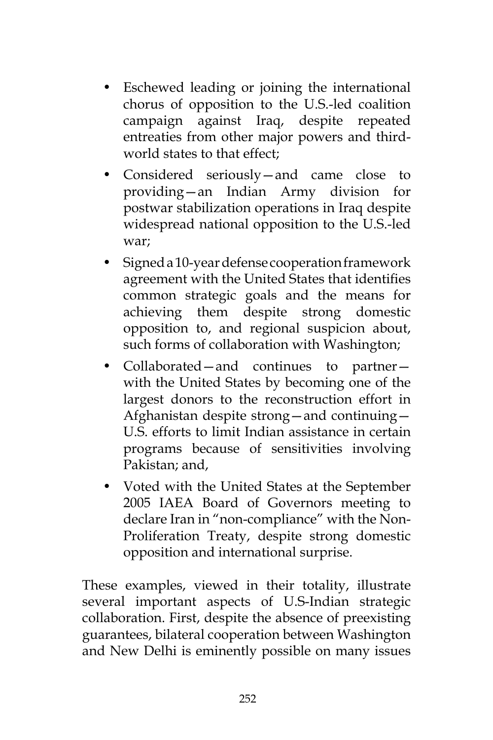- Eschewed leading or joining the international chorus of opposition to the U.S.-led coalition campaign against Iraq, despite repeated entreaties from other major powers and third-world states to that effect;
- Considered seriously—and came close to providing—an Indian Army division for postwar stabilization operations in Iraq despite widespread national opposition to the U.S.-led war;
- Signed a 10-year defense cooperation framework agreement with the United States that identifies common strategic goals and the means for achieving them despite strong domestic opposition to, and regional suspicion about, such forms of collaboration with Washington;
- Collaborated—and continues to partner—with the United States by becoming one of the largest donors to the reconstruction effort in Afghanistan despite strong—and continuing—U.S. efforts to limit Indian assistance in certain programs because of sensitivities involving Pakistan; and,
- Voted with the United States at the September 2005 IAEA Board of Governors meeting to declare Iran in "non-compliance" with the Non-Proliferation Treaty, despite strong domestic opposition and international surprise.

These examples, viewed in their totality, illustrate several important aspects of U.S-Indian strategic collaboration. First, despite the absence of preexisting guarantees, bilateral cooperation between Washington and New Delhi is eminently possible on many issues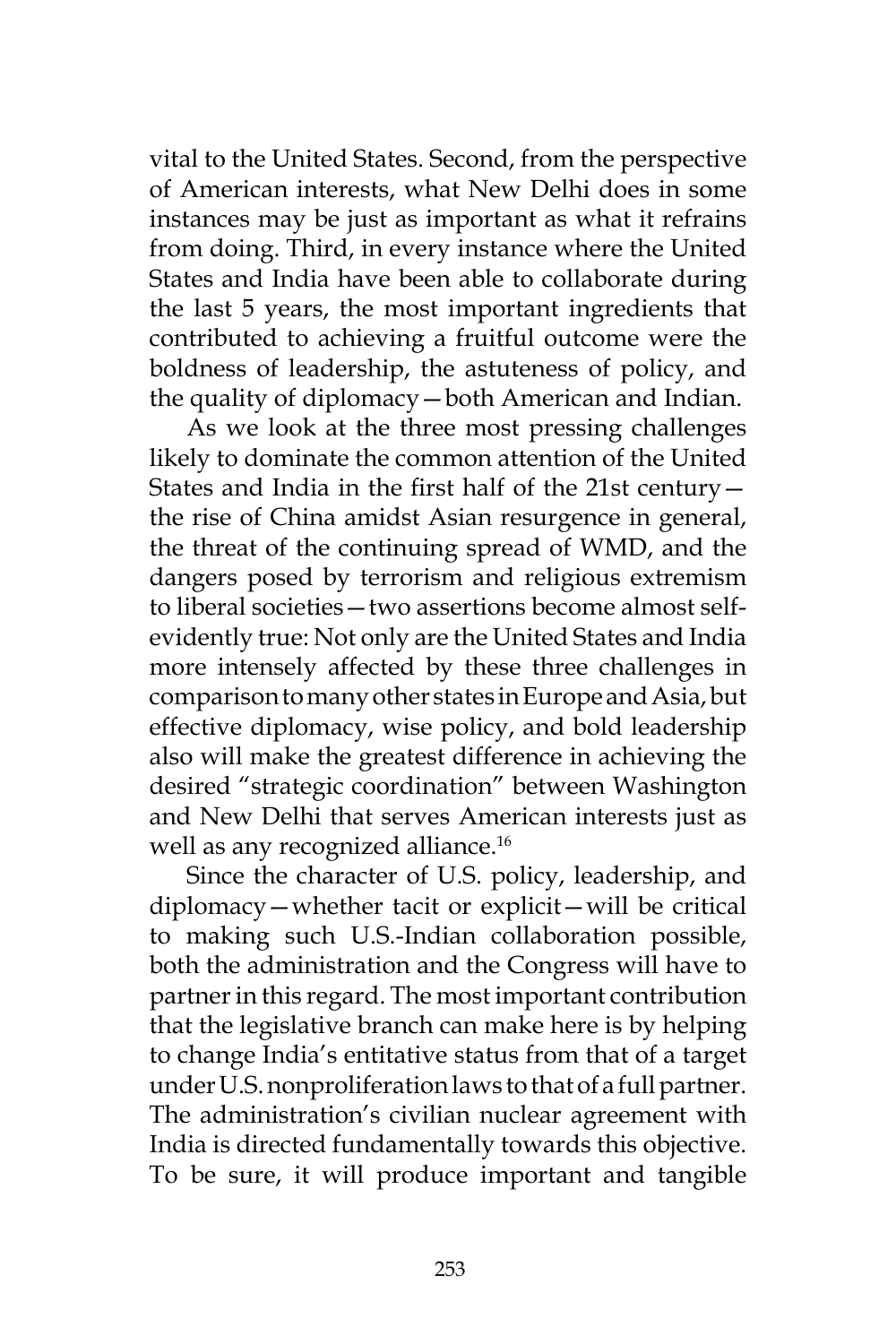vital to the United States. Second, from the perspective of American interests, what New Delhi does in some instances may be just as important as what it refrains from doing. Third, in every instance where the United States and India have been able to collaborate during the last 5 years, the most important ingredients that contributed to achieving a fruitful outcome were the boldness of leadership, the astuteness of policy, and the quality of diplomacy—both American and Indian.

As we look at the three most pressing challenges likely to dominate the common attention of the United States and India in the first half of the 21st century—the rise of China amidst Asian resurgence in general, the threat of the continuing spread of WMD, and the dangers posed by terrorism and religious extremism to liberal societies—two assertions become almost self-evidently true: Not only are the United States and India more intensely affected by these three challenges in comparison to many other states in Europe and Asia, but effective diplomacy, wise policy, and bold leadership also will make the greatest difference in achieving the desired "strategic coordination" between Washington and New Delhi that serves American interests just as well as any recognized alliance.[16]

Since the character of U.S. policy, leadership, and diplomacy—whether tacit or explicit—will be critical to making such U.S.-Indian collaboration possible, both the administration and the Congress will have to partner in this regard. The most important contribution that the legislative branch can make here is by helping to change India's entitative status from that of a target under U.S. nonproliferation laws to that of a full partner. The administration's civilian nuclear agreement with India is directed fundamentally towards this objective. To be sure, it will produce important and tangible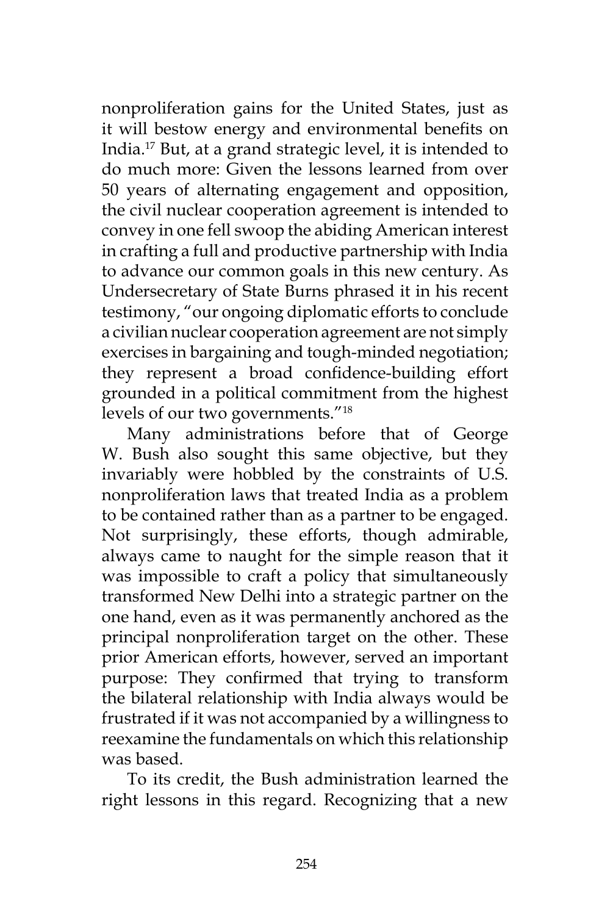nonproliferation gains for the United States, just as it will bestow energy and environmental benefits on India.[17] But, at a grand strategic level, it is intended to do much more: Given the lessons learned from over 50 years of alternating engagement and opposition, the civil nuclear cooperation agreement is intended to convey in one fell swoop the abiding American interest in crafting a full and productive partnership with India to advance our common goals in this new century. As Undersecretary of State Burns phrased it in his recent testimony, "our ongoing diplomatic efforts to conclude a civilian nuclear cooperation agreement are not simply exercises in bargaining and tough-minded negotiation; they represent a broad confidence-building effort grounded in a political commitment from the highest levels of our two governments."[18]

Many administrations before that of George W. Bush also sought this same objective, but they invariably were hobbled by the constraints of U.S. nonproliferation laws that treated India as a problem to be contained rather than as a partner to be engaged. Not surprisingly, these efforts, though admirable, always came to naught for the simple reason that it was impossible to craft a policy that simultaneously transformed New Delhi into a strategic partner on the one hand, even as it was permanently anchored as the principal nonproliferation target on the other. These prior American efforts, however, served an important purpose: They confirmed that trying to transform the bilateral relationship with India always would be frustrated if it was not accompanied by a willingness to reexamine the fundamentals on which this relationship was based.

To its credit, the Bush administration learned the right lessons in this regard. Recognizing that a new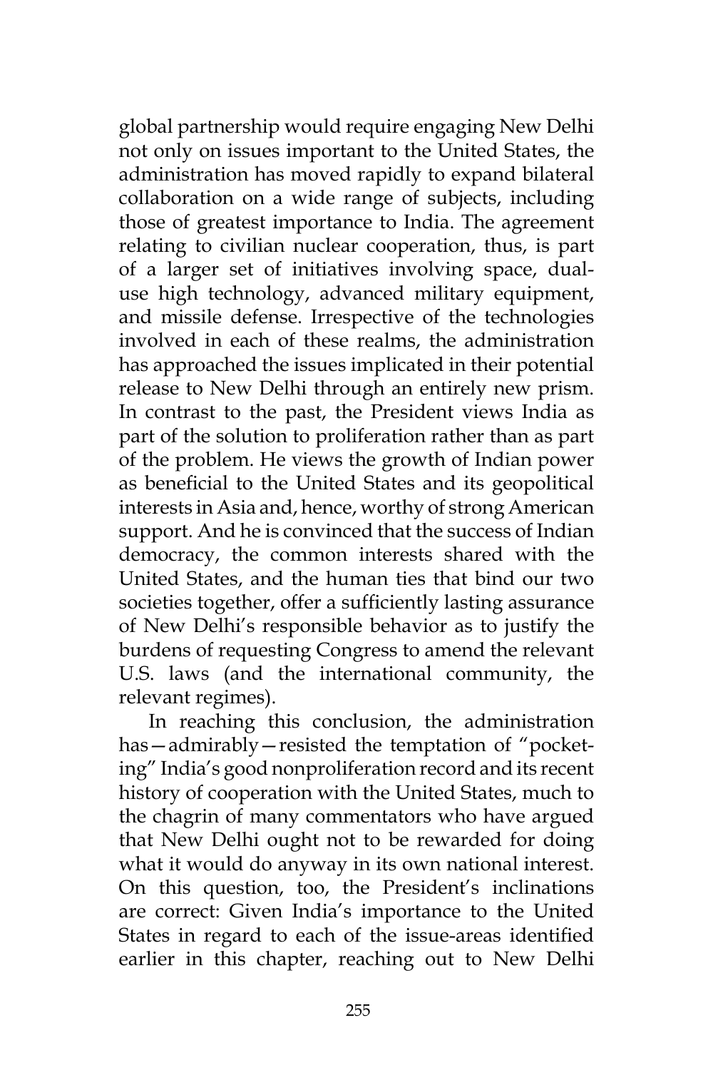global partnership would require engaging New Delhi not only on issues important to the United States, the administration has moved rapidly to expand bilateral collaboration on a wide range of subjects, including those of greatest importance to India. The agreement relating to civilian nuclear cooperation, thus, is part of a larger set of initiatives involving space, dual-use high technology, advanced military equipment, and missile defense. Irrespective of the technologies involved in each of these realms, the administration has approached the issues implicated in their potential release to New Delhi through an entirely new prism. In contrast to the past, the President views India as part of the solution to proliferation rather than as part of the problem. He views the growth of Indian power as beneficial to the United States and its geopolitical interests in Asia and, hence, worthy of strong American support. And he is convinced that the success of Indian democracy, the common interests shared with the United States, and the human ties that bind our two societies together, offer a sufficiently lasting assurance of New Delhi's responsible behavior as to justify the burdens of requesting Congress to amend the relevant U.S. laws (and the international community, the relevant regimes).

In reaching this conclusion, the administration has—admirably—resisted the temptation of "pocketing" India's good nonproliferation record and its recent history of cooperation with the United States, much to the chagrin of many commentators who have argued that New Delhi ought not to be rewarded for doing what it would do anyway in its own national interest. On this question, too, the President's inclinations are correct: Given India's importance to the United States in regard to each of the issue-areas identified earlier in this chapter, reaching out to New Delhi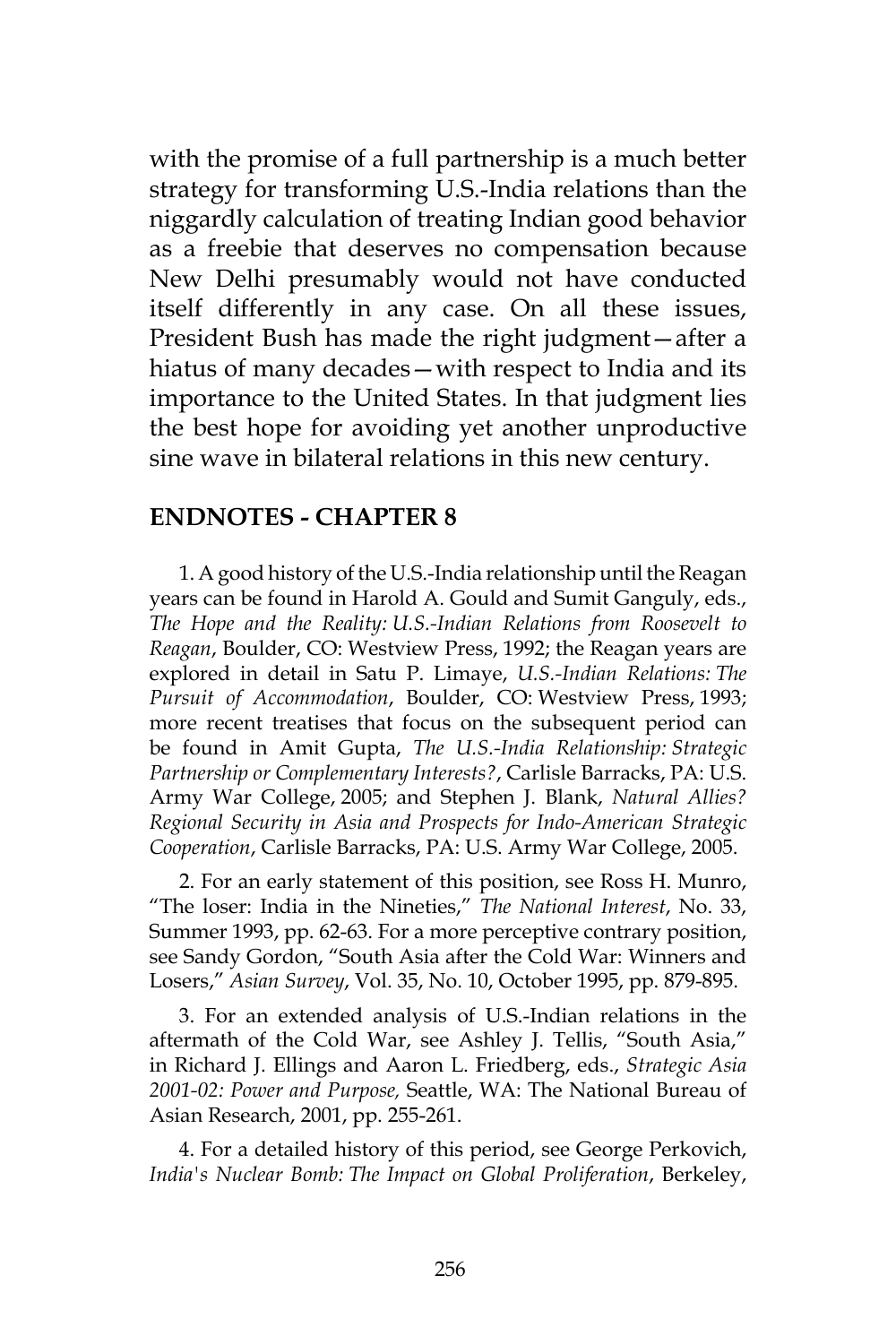with the promise of a full partnership is a much better strategy for transforming U.S.-India relations than the niggardly calculation of treating Indian good behavior as a freebie that deserves no compensation because New Delhi presumably would not have conducted itself differently in any case. On all these issues, President Bush has made the right judgment—after a hiatus of many decades—with respect to India and its importance to the United States. In that judgment lies the best hope for avoiding yet another unproductive sine wave in bilateral relations in this new century.

## ENDNOTES - CHAPTER 8

1. A good history of the U.S.-India relationship until the Reagan years can be found in Harold A. Gould and Sumit Ganguly, eds., *The Hope and the Reality: U.S.-Indian Relations from Roosevelt to Reagan*, Boulder, CO: Westview Press, 1992; the Reagan years are explored in detail in Satu P. Limaye, *U.S.-Indian Relations: The Pursuit of Accommodation*, Boulder, CO: Westview Press, 1993; more recent treatises that focus on the subsequent period can be found in Amit Gupta, *The U.S.-India Relationship: Strategic Partnership or Complementary Interests?*, Carlisle Barracks, PA: U.S. Army War College, 2005; and Stephen J. Blank, *Natural Allies? Regional Security in Asia and Prospects for Indo-American Strategic Cooperation*, Carlisle Barracks, PA: U.S. Army War College, 2005.

2. For an early statement of this position, see Ross H. Munro, "The loser: India in the Nineties," *The National Interest*, No. 33, Summer 1993, pp. 62-63. For a more perceptive contrary position, see Sandy Gordon, "South Asia after the Cold War: Winners and Losers," *Asian Survey*, Vol. 35, No. 10, October 1995, pp. 879-895.

3. For an extended analysis of U.S.-Indian relations in the aftermath of the Cold War, see Ashley J. Tellis, "South Asia," in Richard J. Ellings and Aaron L. Friedberg, eds., *Strategic Asia 2001-02: Power and Purpose,* Seattle, WA: The National Bureau of Asian Research, 2001, pp. 255-261.

4. For a detailed history of this period, see George Perkovich, *India's Nuclear Bomb: The Impact on Global Proliferation*, Berkeley,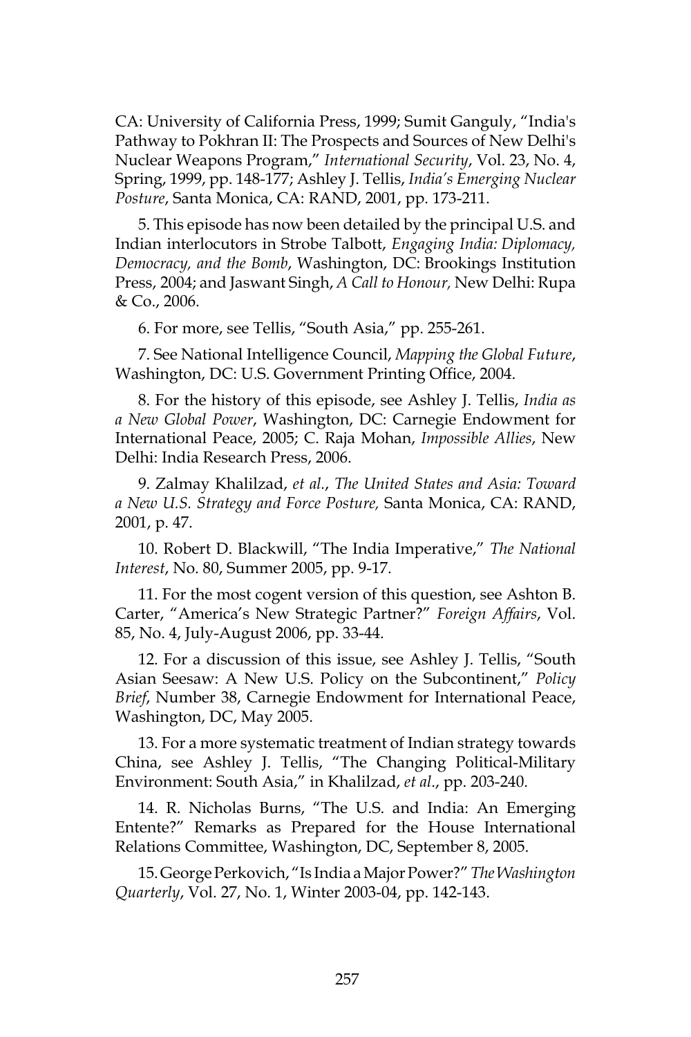CA: University of California Press, 1999; Sumit Ganguly, "India's Pathway to Pokhran II: The Prospects and Sources of New Delhi's Nuclear Weapons Program," *International Security*, Vol. 23, No. 4, Spring, 1999, pp. 148-177; Ashley J. Tellis, *India's Emerging Nuclear Posture*, Santa Monica, CA: RAND, 2001, pp. 173-211.

5. This episode has now been detailed by the principal U.S. and Indian interlocutors in Strobe Talbott, *Engaging India: Diplomacy, Democracy, and the Bomb*, Washington, DC: Brookings Institution Press, 2004; and Jaswant Singh, *A Call to Honour,* New Delhi: Rupa & Co., 2006.

6. For more, see Tellis, "South Asia," pp. 255-261.

7. See National Intelligence Council, *Mapping the Global Future*, Washington, DC: U.S. Government Printing Office, 2004.

8. For the history of this episode, see Ashley J. Tellis, *India as a New Global Power*, Washington, DC: Carnegie Endowment for International Peace, 2005; C. Raja Mohan, *Impossible Allies*, New Delhi: India Research Press, 2006.

9. Zalmay Khalilzad, *et al.*, *The United States and Asia: Toward a New U.S. Strategy and Force Posture,* Santa Monica, CA: RAND, 2001, p. 47.

10. Robert D. Blackwill, "The India Imperative," *The National Interest*, No. 80, Summer 2005, pp. 9-17.

11. For the most cogent version of this question, see Ashton B. Carter, "America's New Strategic Partner?" *Foreign Affairs*, Vol. 85, No. 4, July-August 2006, pp. 33-44.

12. For a discussion of this issue, see Ashley J. Tellis, "South Asian Seesaw: A New U.S. Policy on the Subcontinent," *Policy Brief*, Number 38, Carnegie Endowment for International Peace, Washington, DC, May 2005.

13. For a more systematic treatment of Indian strategy towards China, see Ashley J. Tellis, "The Changing Political-Military Environment: South Asia," in Khalilzad, *et al*., pp. 203-240.

14. R. Nicholas Burns, "The U.S. and India: An Emerging Entente?" Remarks as Prepared for the House International Relations Committee, Washington, DC, September 8, 2005.

15. George Perkovich, "Is India a Major Power?" *The Washington Quarterly*, Vol. 27, No. 1, Winter 2003-04, pp. 142-143.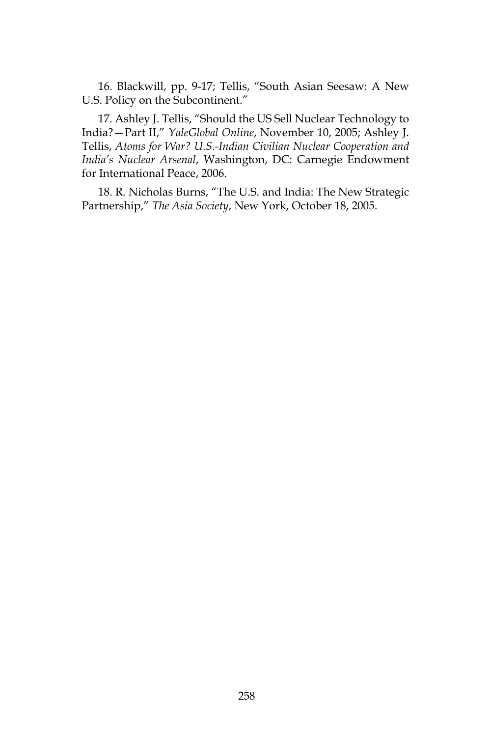16. Blackwill, pp. 9-17; Tellis, "South Asian Seesaw: A New U.S. Policy on the Subcontinent."

17. Ashley J. Tellis, "Should the US Sell Nuclear Technology to India?—Part II," *YaleGlobal Online*, November 10, 2005; Ashley J. Tellis, *Atoms for War? U.S.-Indian Civilian Nuclear Cooperation and India's Nuclear Arsenal*, Washington, DC: Carnegie Endowment for International Peace, 2006.

18. R. Nicholas Burns, "The U.S. and India: The New Strategic Partnership," *The Asia Society*, New York, October 18, 2005.